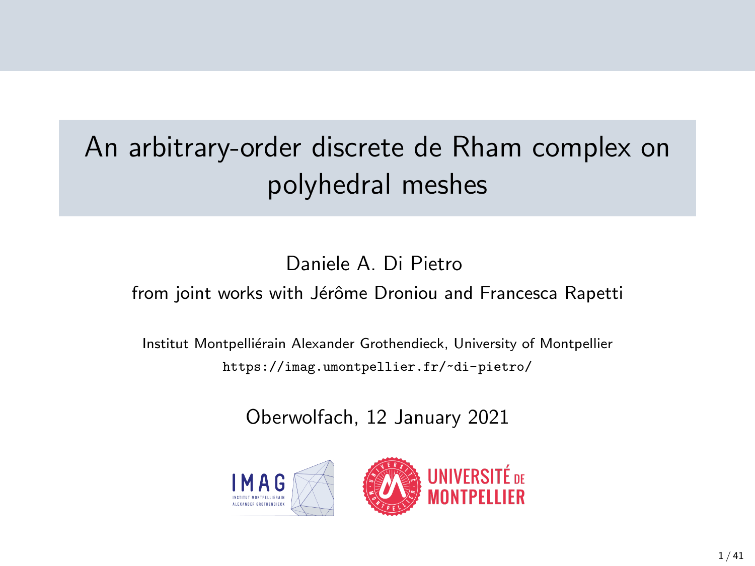# An arbitrary-order discrete de Rham complex on polyhedral meshes

Daniele A. Di Pietro

from joint works with Jérôme Droniou and Francesca Rapetti

Institut Montpelliérain Alexander Grothendieck, University of Montpellier

https://imag.umontpellier.fr/~di-pietro/

Oberwolfach, 12 January 2021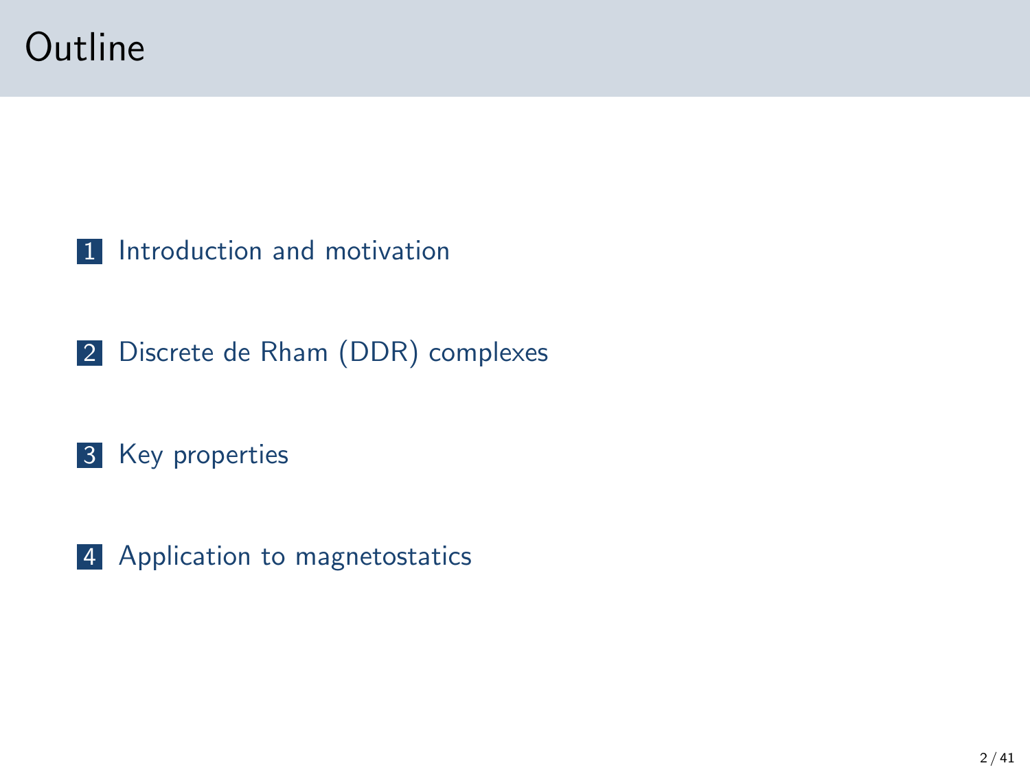# Outline

1. Introduction and motivation
2. Discrete de Rham (DDR) complexes
3. Key properties
4. Application to magnetostatics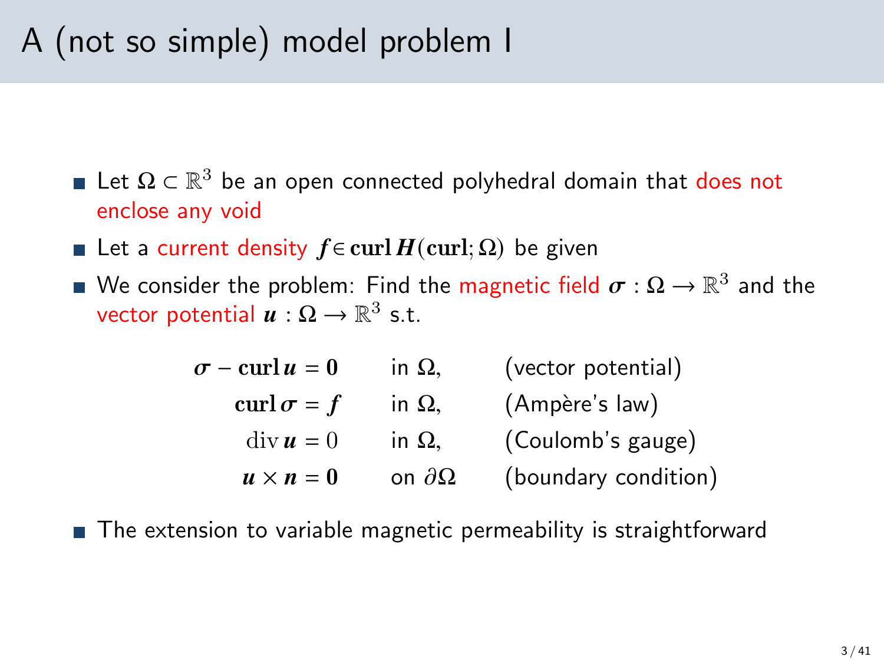# A (not so simple) model problem I

- Let $\Omega \subset \mathbb{R}^3$ be an open connected polyhedral domain that does not enclose any void
- Let a current density $\boldsymbol{f} \in \mathbf{curl}\, \boldsymbol{H}(\mathbf{curl}; \Omega)$ be given
- We consider the problem: Find the magnetic field $\boldsymbol{\sigma} : \Omega \to \mathbb{R}^3$ and the vector potential $\boldsymbol{u} : \Omega \to \mathbb{R}^3$ s.t.

$$
\begin{aligned}
\boldsymbol{\sigma} - \mathbf{curl}\, \boldsymbol{u} &= \mathbf{0} && \text{in } \Omega, && \text{(vector potential)} \\
\mathbf{curl}\, \boldsymbol{\sigma} &= \boldsymbol{f} && \text{in } \Omega, && \text{(Ampère's law)} \\
\operatorname{div} \boldsymbol{u} &= 0 && \text{in } \Omega, && \text{(Coulomb's gauge)} \\
\boldsymbol{u} \times \boldsymbol{n} &= \mathbf{0} && \text{on } \partial\Omega && \text{(boundary condition)}
\end{aligned}
$$

- The extension to variable magnetic permeability is straightforward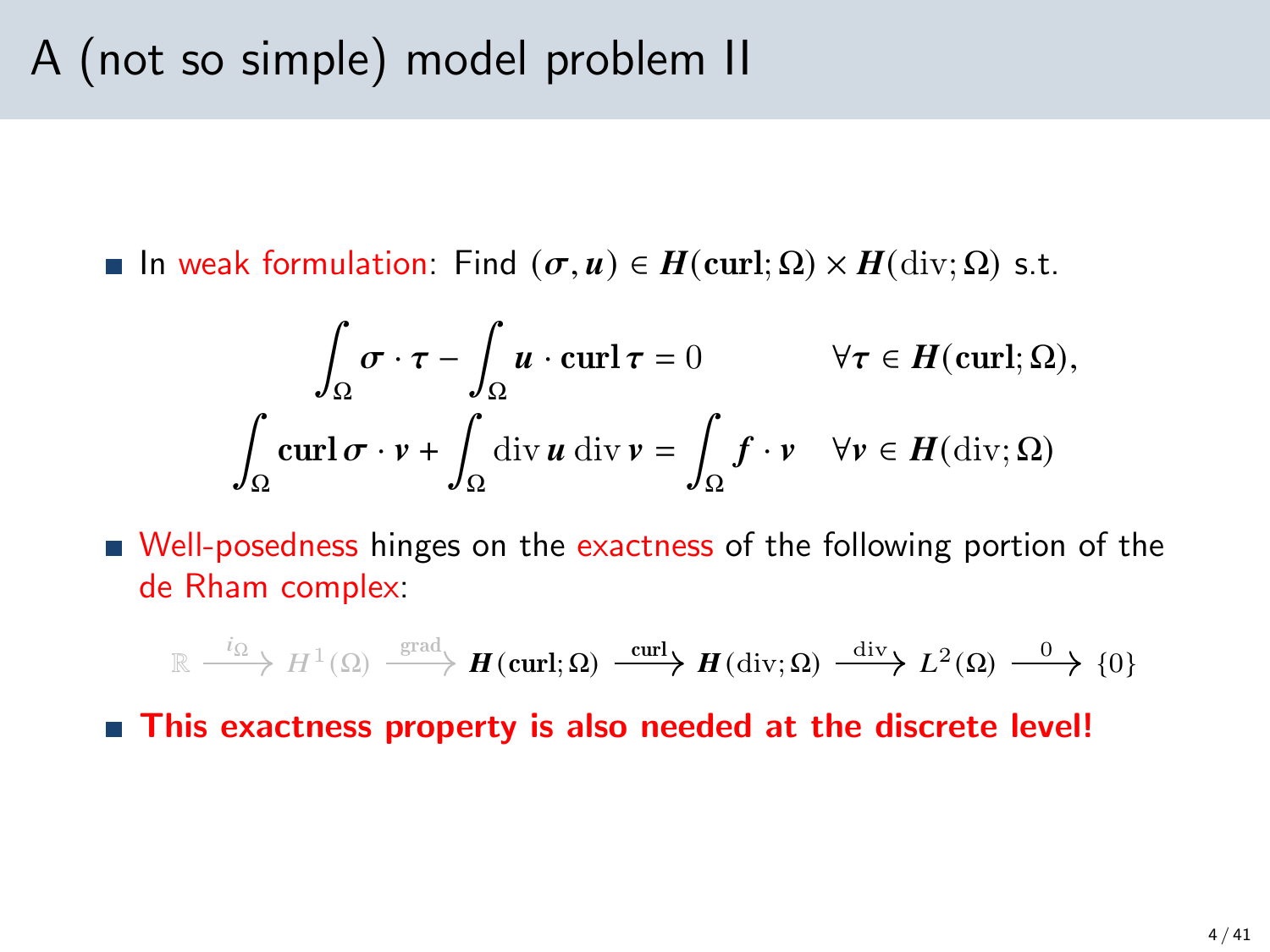# A (not so simple) model problem II

- In weak formulation: Find $(\boldsymbol{\sigma}, \boldsymbol{u}) \in \boldsymbol{H}(\mathbf{curl};\Omega) \times \boldsymbol{H}(\mathrm{div};\Omega)$ s.t.

$$
\begin{aligned}
\int_\Omega \boldsymbol{\sigma} \cdot \boldsymbol{\tau} - \int_\Omega \boldsymbol{u} \cdot \mathbf{curl}\,\boldsymbol{\tau} &= 0 && \forall \boldsymbol{\tau} \in \boldsymbol{H}(\mathbf{curl};\Omega), \\
\int_\Omega \mathbf{curl}\,\boldsymbol{\sigma} \cdot \boldsymbol{v} + \int_\Omega \mathrm{div}\,\boldsymbol{u}\,\mathrm{div}\,\boldsymbol{v} &= \int_\Omega \boldsymbol{f} \cdot \boldsymbol{v} && \forall \boldsymbol{v} \in \boldsymbol{H}(\mathrm{div};\Omega)
\end{aligned}
$$

- Well-posedness hinges on the exactness of the following portion of the de Rham complex:

$$
\mathbb{R} \xrightarrow{i_\Omega} H^1(\Omega) \xrightarrow{\mathbf{grad}} \boldsymbol{H}(\mathbf{curl};\Omega) \xrightarrow{\mathbf{curl}} \boldsymbol{H}(\mathrm{div};\Omega) \xrightarrow{\mathrm{div}} L^2(\Omega) \xrightarrow{0} \{0\}
$$

- **This exactness property is also needed at the discrete level!**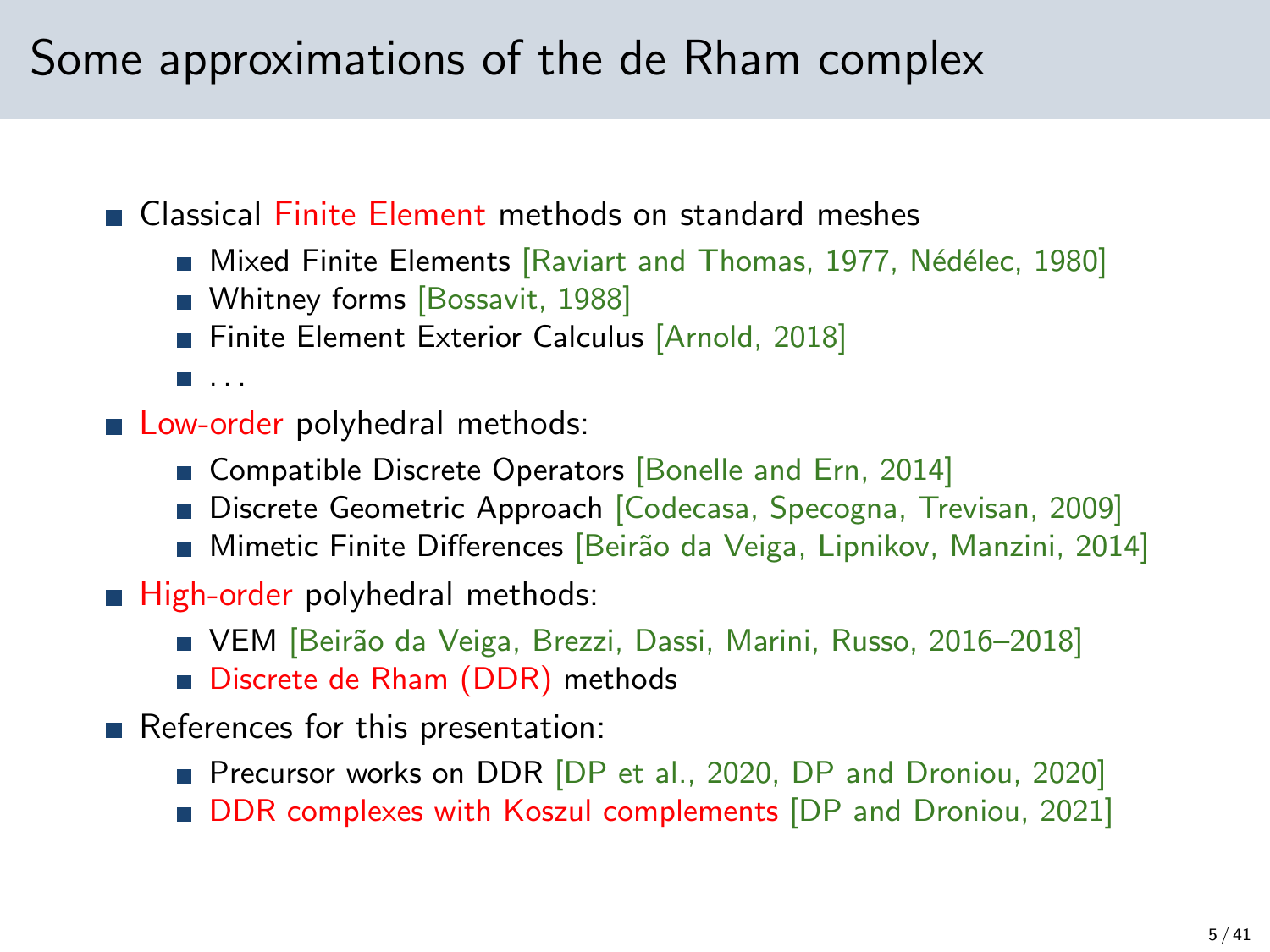# Some approximations of the de Rham complex

- Classical Finite Element methods on standard meshes
  - Mixed Finite Elements [Raviart and Thomas, 1977, Nédélec, 1980]
  - Whitney forms [Bossavit, 1988]
  - Finite Element Exterior Calculus [Arnold, 2018]
  - ...
- Low-order polyhedral methods:
  - Compatible Discrete Operators [Bonelle and Ern, 2014]
  - Discrete Geometric Approach [Codecasa, Specogna, Trevisan, 2009]
  - Mimetic Finite Differences [Beirão da Veiga, Lipnikov, Manzini, 2014]
- High-order polyhedral methods:
  - VEM [Beirão da Veiga, Brezzi, Dassi, Marini, Russo, 2016–2018]
  - Discrete de Rham (DDR) methods
- References for this presentation:
  - Precursor works on DDR [DP et al., 2020, DP and Droniou, 2020]
  - DDR complexes with Koszul complements [DP and Droniou, 2021]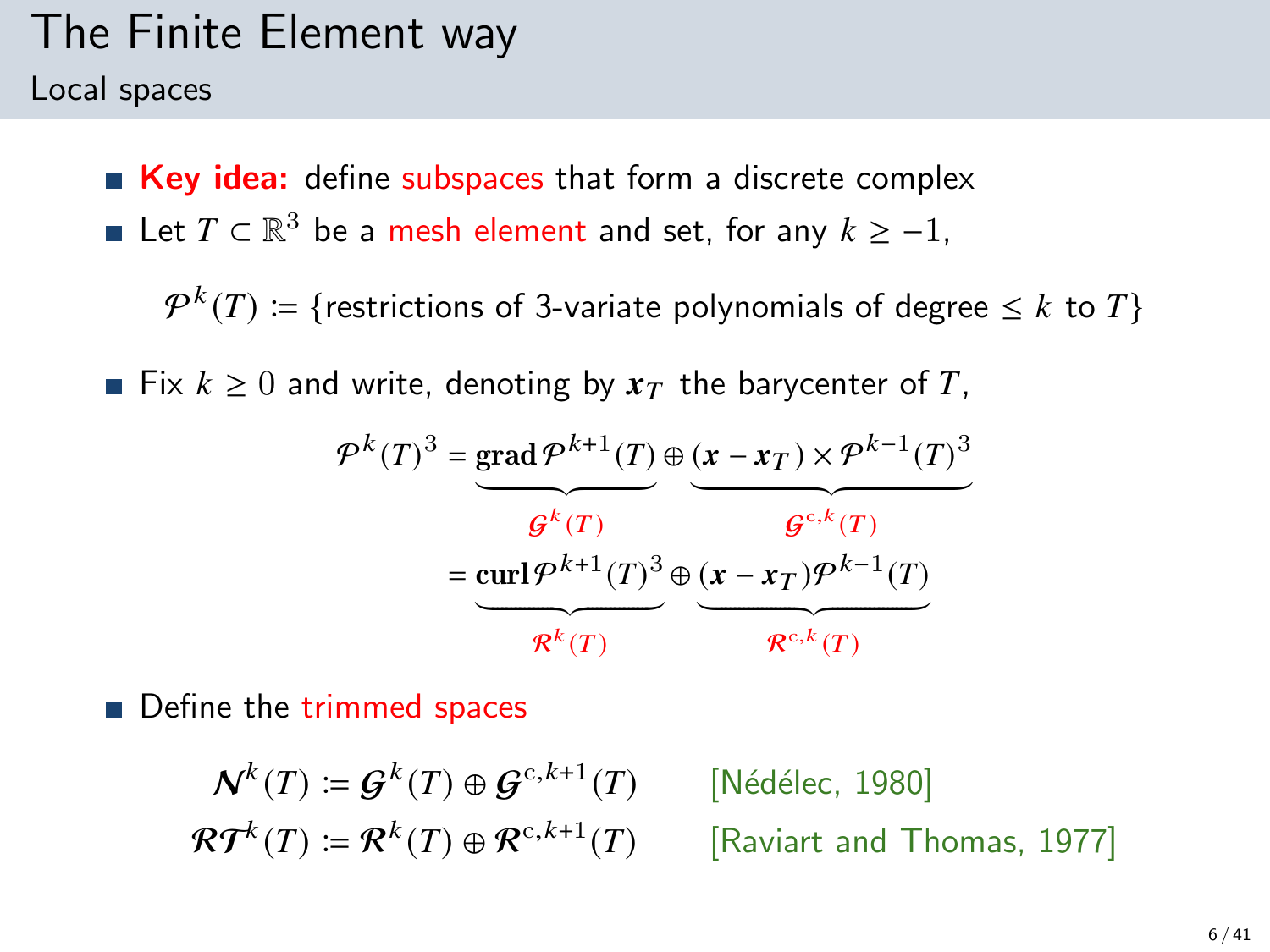# The Finite Element way

## Local spaces

- **Key idea:** define subspaces that form a discrete complex
- Let $T \subset \mathbb{R}^3$ be a mesh element and set, for any $k \geq -1$,

$$\mathcal{P}^k(T) \coloneqq \{\text{restrictions of 3-variate polynomials of degree} \leq k \text{ to } T\}$$

- Fix $k \geq 0$ and write, denoting by $\boldsymbol{x}_T$ the barycenter of $T$,

$$\begin{aligned}
\mathcal{P}^k(T)^3 &= \underbrace{\mathbf{grad}\,\mathcal{P}^{k+1}(T)}_{\mathcal{G}^k(T)} \oplus \underbrace{(\boldsymbol{x} - \boldsymbol{x}_T) \times \mathcal{P}^{k-1}(T)^3}_{\mathcal{G}^{\mathrm{c},k}(T)} \\
&= \underbrace{\mathbf{curl}\,\mathcal{P}^{k+1}(T)^3}_{\mathcal{R}^k(T)} \oplus \underbrace{(\boldsymbol{x} - \boldsymbol{x}_T)\mathcal{P}^{k-1}(T)}_{\mathcal{R}^{\mathrm{c},k}(T)}
\end{aligned}$$

- Define the trimmed spaces

$$\boldsymbol{\mathcal{N}}^k(T) \coloneqq \mathcal{G}^k(T) \oplus \mathcal{G}^{\mathrm{c},k+1}(T) \qquad \text{[Nédélec, 1980]}$$

$$\boldsymbol{\mathcal{RT}}^k(T) \coloneqq \mathcal{R}^k(T) \oplus \mathcal{R}^{\mathrm{c},k+1}(T) \qquad \text{[Raviart and Thomas, 1977]}$$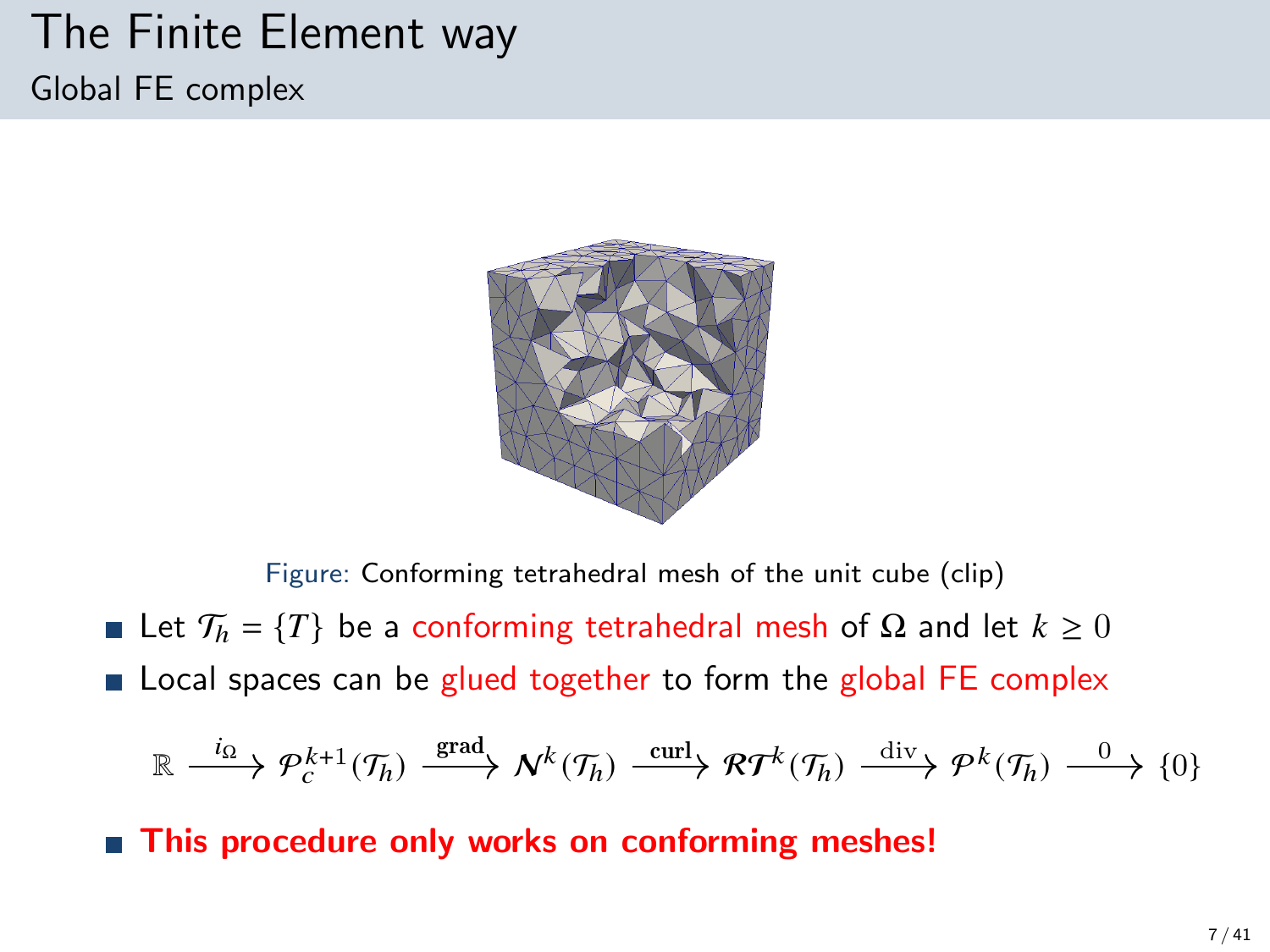# The Finite Element way

## Global FE complex

Figure: Conforming tetrahedral mesh of the unit cube (clip)

- Let $\mathcal{T}_h = \{T\}$ be a conforming tetrahedral mesh of $\Omega$ and let $k \geq 0$
- Local spaces can be glued together to form the global FE complex

$$\mathbb{R} \xrightarrow{i_\Omega} \mathcal{P}_c^{k+1}(\mathcal{T}_h) \xrightarrow{\mathbf{grad}} \boldsymbol{N}^k(\mathcal{T}_h) \xrightarrow{\mathbf{curl}} \boldsymbol{\mathcal{RT}}^k(\mathcal{T}_h) \xrightarrow{\mathrm{div}} \mathcal{P}^k(\mathcal{T}_h) \xrightarrow{0} \{0\}$$

- **This procedure only works on conforming meshes!**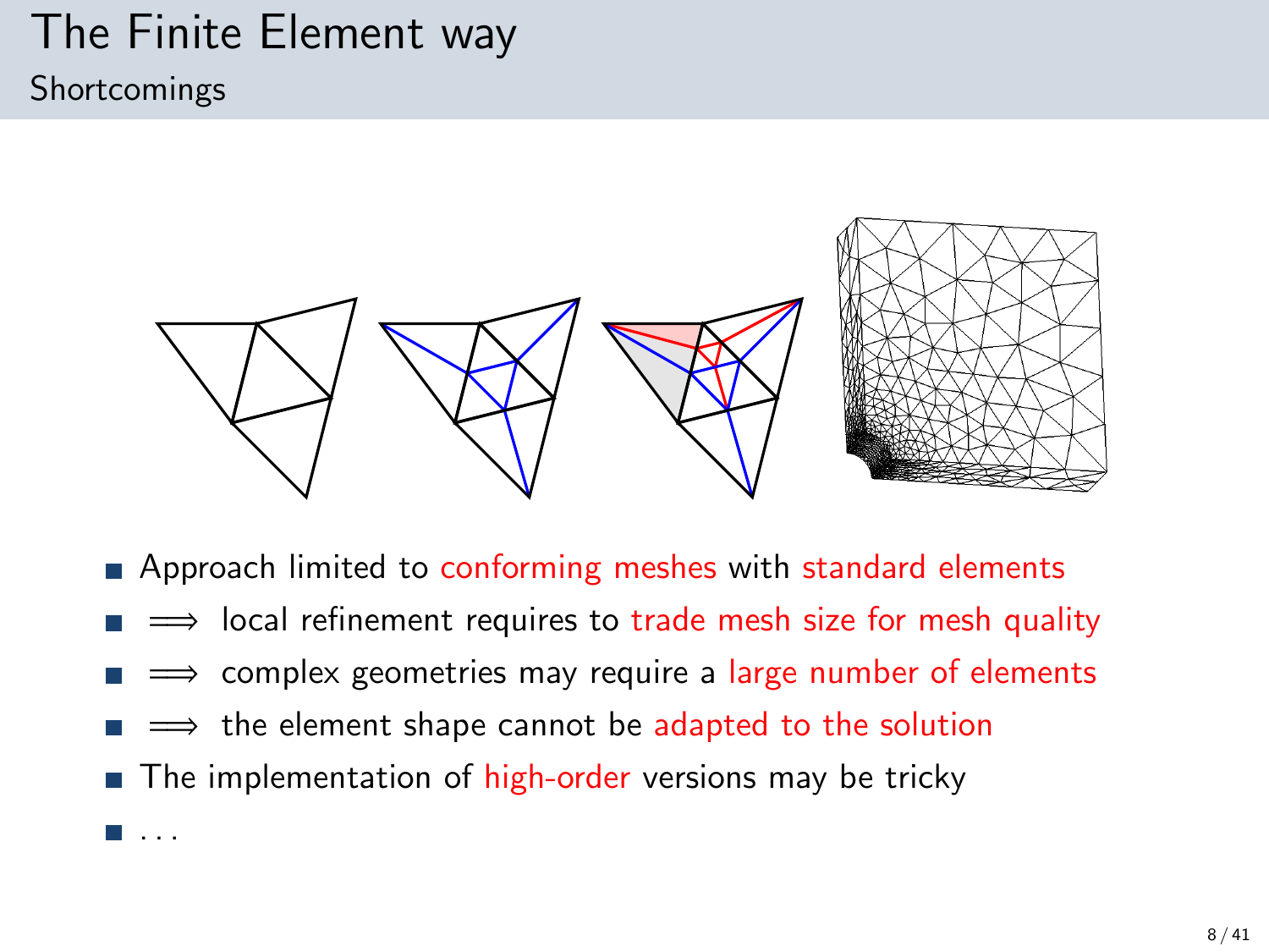# The Finite Element way

## Shortcomings

- Approach limited to conforming meshes with standard elements
- $\implies$ local refinement requires to trade mesh size for mesh quality
- $\implies$ complex geometries may require a large number of elements
- $\implies$ the element shape cannot be adapted to the solution
- The implementation of high-order versions may be tricky
- ...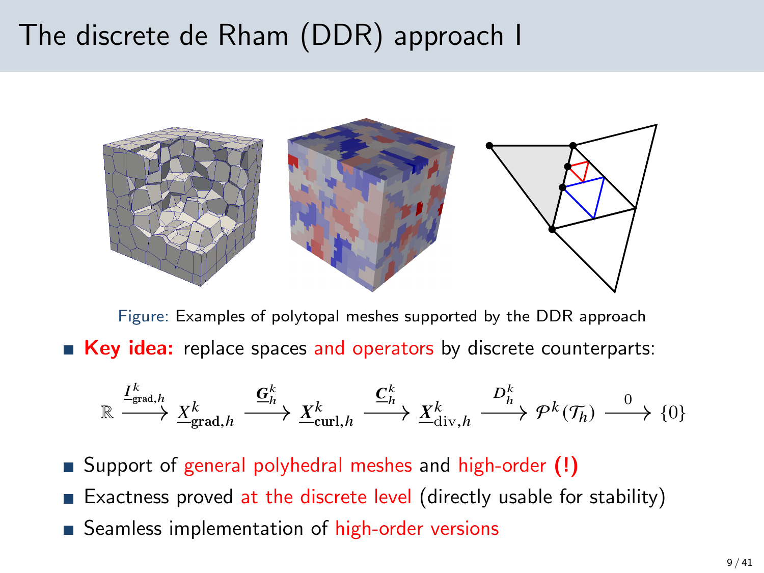# The discrete de Rham (DDR) approach I

Figure: Examples of polytopal meshes supported by the DDR approach

- **Key idea:** replace spaces and operators by discrete counterparts:

$$\mathbb{R} \xrightarrow{\underline{I}^k_{\mathrm{grad},h}} \underline{X}^k_{\mathbf{grad},h} \xrightarrow{\underline{\boldsymbol{G}}^k_h} \underline{\boldsymbol{X}}^k_{\mathbf{curl},h} \xrightarrow{\underline{\boldsymbol{C}}^k_h} \underline{\boldsymbol{X}}^k_{\mathrm{div},h} \xrightarrow{D^k_h} \mathcal{P}^k(\mathcal{T}_h) \xrightarrow{0} \{0\}$$

- Support of general polyhedral meshes and high-order **(!)**
- Exactness proved at the discrete level (directly usable for stability)
- Seamless implementation of high-order versions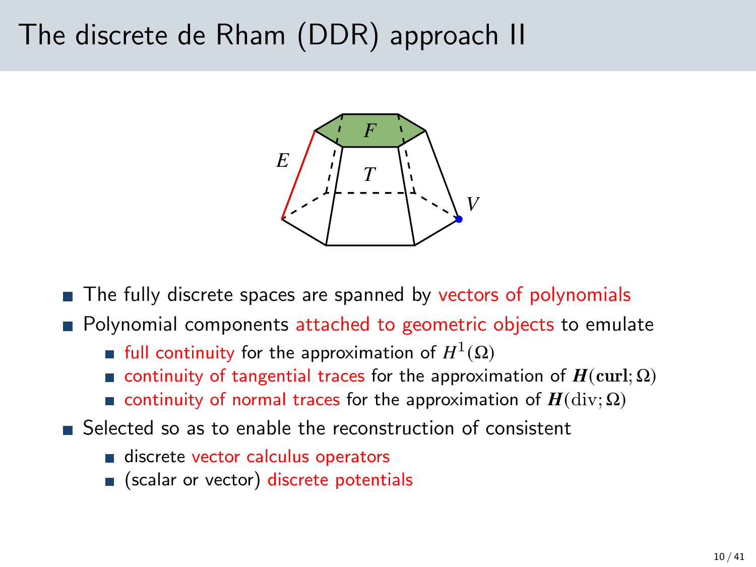# The discrete de Rham (DDR) approach II

- The fully discrete spaces are spanned by vectors of polynomials
- Polynomial components attached to geometric objects to emulate
  - full continuity for the approximation of $H^1(\Omega)$
  - continuity of tangential traces for the approximation of $\boldsymbol{H}(\mathbf{curl};\Omega)$
  - continuity of normal traces for the approximation of $\boldsymbol{H}(\mathrm{div};\Omega)$
- Selected so as to enable the reconstruction of consistent
  - discrete vector calculus operators
  - (scalar or vector) discrete potentials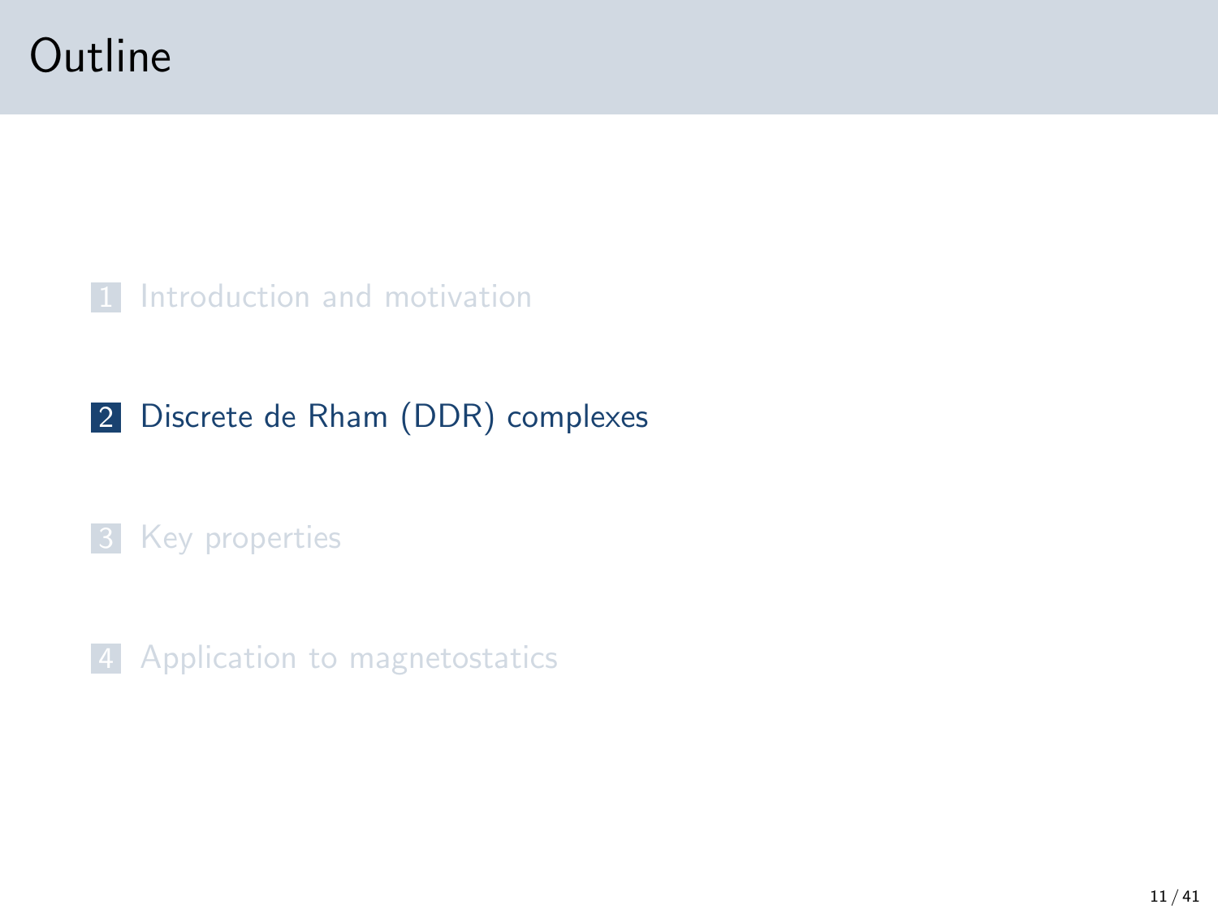# Outline

1. Introduction and motivation
2. Discrete de Rham (DDR) complexes
3. Key properties
4. Application to magnetostatics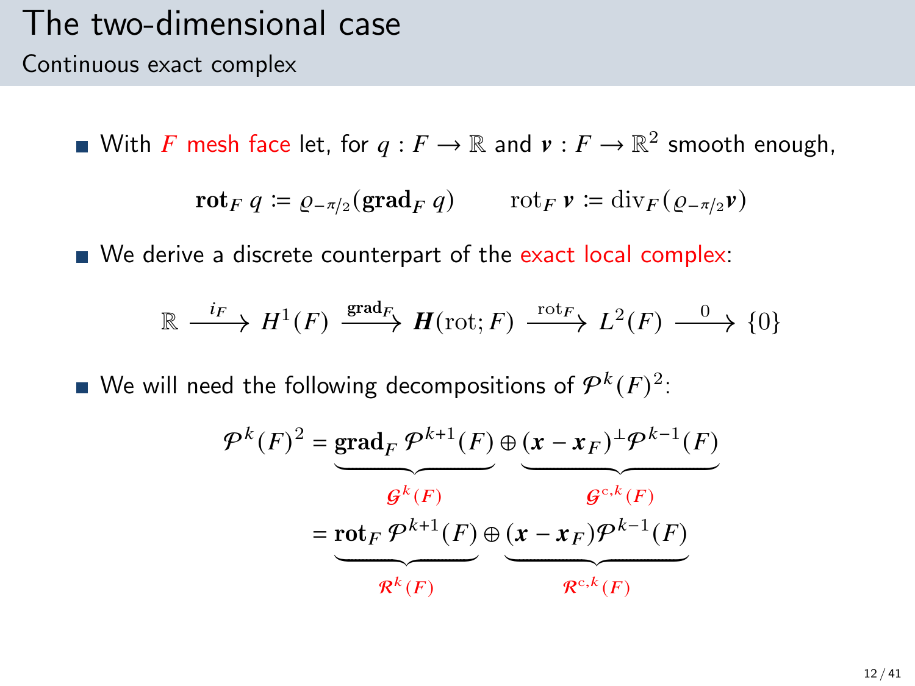# The two-dimensional case

## Continuous exact complex

- With $F$ mesh face let, for $q : F \to \mathbb{R}$ and $\boldsymbol{v} : F \to \mathbb{R}^2$ smooth enough,

$$\mathbf{rot}_F\, q \coloneqq \varrho_{-\pi/2}(\mathbf{grad}_F\, q) \qquad \mathrm{rot}_F\, \boldsymbol{v} \coloneqq \mathrm{div}_F(\varrho_{-\pi/2}\boldsymbol{v})$$

- We derive a discrete counterpart of the exact local complex:

$$\mathbb{R} \xrightarrow{i_F} H^1(F) \xrightarrow{\mathbf{grad}_F} \boldsymbol{H}(\mathrm{rot}; F) \xrightarrow{\mathrm{rot}_F} L^2(F) \xrightarrow{0} \{0\}$$

- We will need the following decompositions of $\mathcal{P}^k(F)^2$:

$$\begin{aligned}
\mathcal{P}^k(F)^2 &= \underbrace{\mathbf{grad}_F\, \mathcal{P}^{k+1}(F)}_{\mathcal{G}^k(F)} \oplus \underbrace{(\boldsymbol{x} - \boldsymbol{x}_F)^{\perp}\mathcal{P}^{k-1}(F)}_{\mathcal{G}^{\mathrm{c},k}(F)} \\
&= \underbrace{\mathbf{rot}_F\, \mathcal{P}^{k+1}(F)}_{\mathcal{R}^k(F)} \oplus \underbrace{(\boldsymbol{x} - \boldsymbol{x}_F)\mathcal{P}^{k-1}(F)}_{\mathcal{R}^{\mathrm{c},k}(F)}
\end{aligned}$$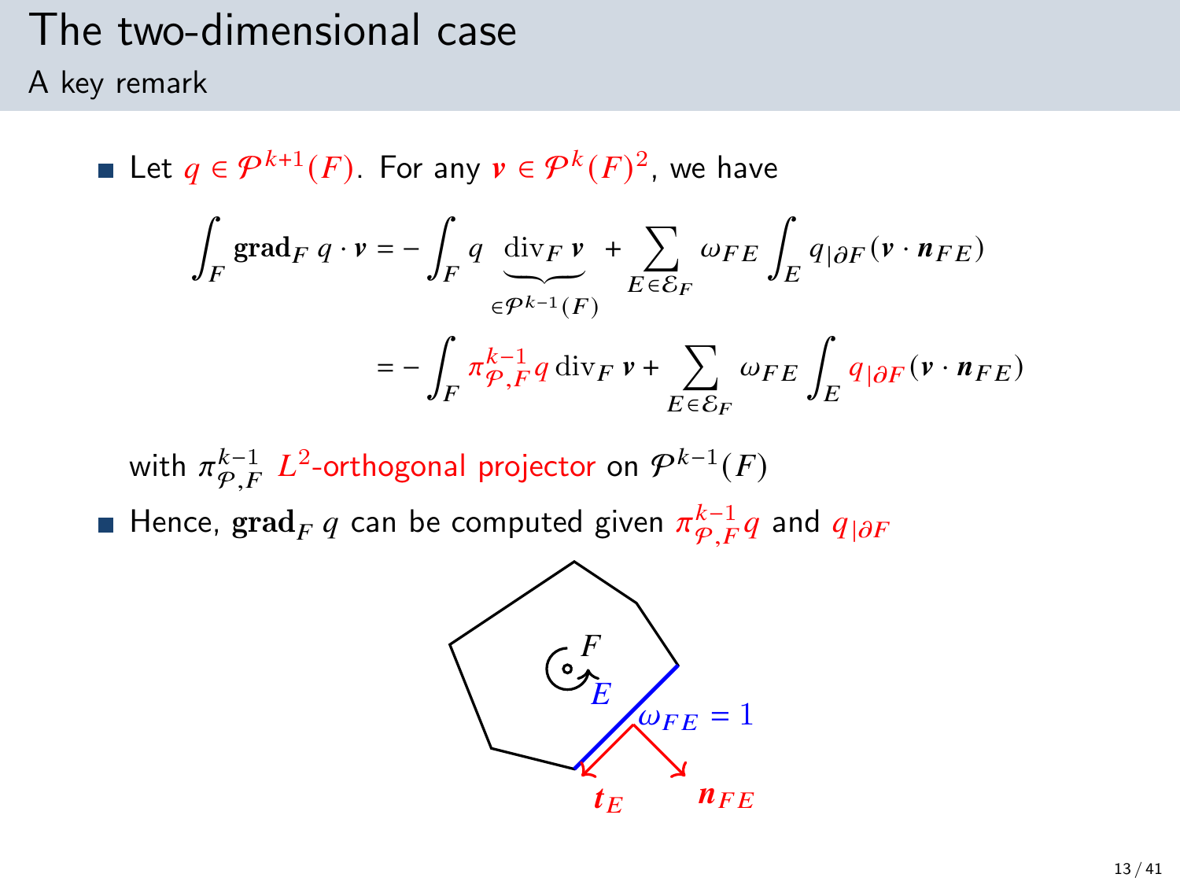# The two-dimensional case

## A key remark

- Let $q \in \mathcal{P}^{k+1}(F)$. For any $\boldsymbol{v} \in \mathcal{P}^k(F)^2$, we have

$$\int_F \mathbf{grad}_F\, q \cdot \boldsymbol{v} = -\int_F q \underbrace{\operatorname{div}_F \boldsymbol{v}}_{\in \mathcal{P}^{k-1}(F)} + \sum_{E \in \mathcal{E}_F} \omega_{FE} \int_E q_{|\partial F} (\boldsymbol{v} \cdot \boldsymbol{n}_{FE})$$

$$= -\int_F \pi_{\mathcal{P},F}^{k-1} q \operatorname{div}_F \boldsymbol{v} + \sum_{E \in \mathcal{E}_F} \omega_{FE} \int_E q_{|\partial F} (\boldsymbol{v} \cdot \boldsymbol{n}_{FE})$$

  with $\pi_{\mathcal{P},F}^{k-1}$ $L^2$-orthogonal projector on $\mathcal{P}^{k-1}(F)$

- Hence, $\mathbf{grad}_F\, q$ can be computed given $\pi_{\mathcal{P},F}^{k-1} q$ and $q_{|\partial F}$

$F$, $E$, $\omega_{FE} = 1$, $\boldsymbol{t}_E$, $\boldsymbol{n}_{FE}$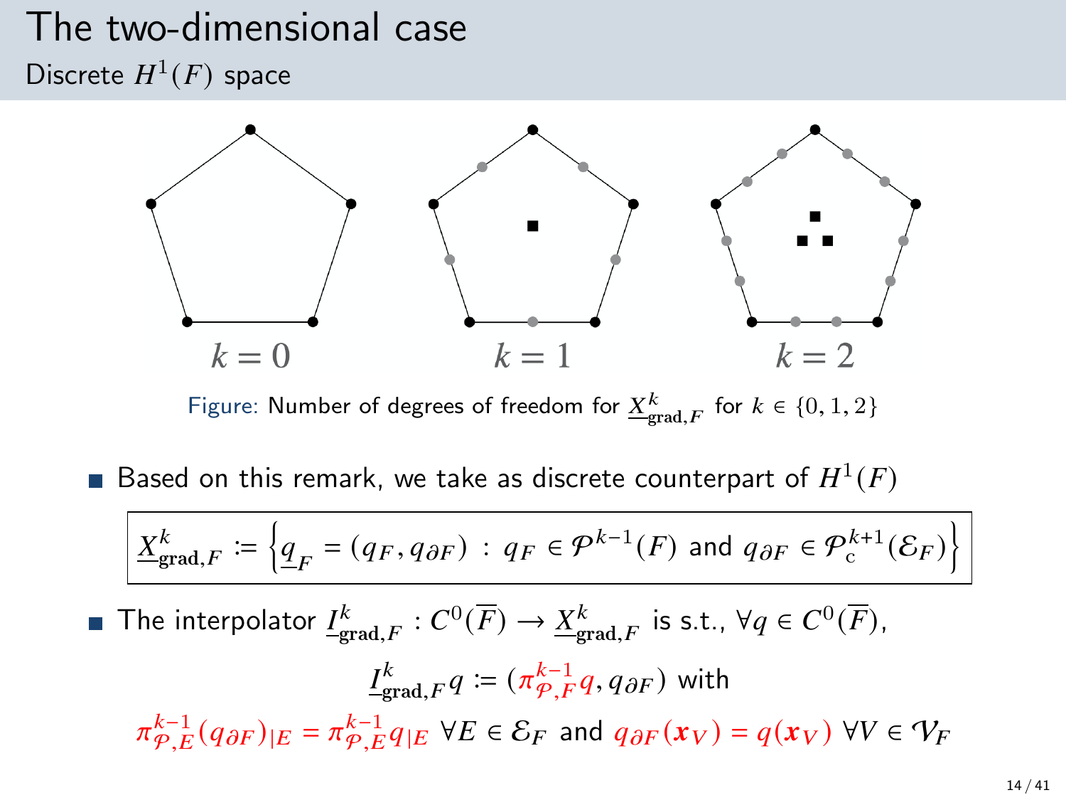# The two-dimensional case

## Discrete $H^1(F)$ space

$k = 0$ $k = 1$ $k = 2$

Figure: Number of degrees of freedom for $\underline{X}^k_{\mathbf{grad},F}$ for $k \in \{0, 1, 2\}$

- Based on this remark, we take as discrete counterpart of $H^1(F)$

$$\boxed{\underline{X}^k_{\mathbf{grad},F} := \left\{ \underline{q}_F = (q_F, q_{\partial F}) \, : \, q_F \in \mathcal{P}^{k-1}(F) \text{ and } q_{\partial F} \in \mathcal{P}^{k+1}_{\mathrm{c}}(\mathcal{E}_F) \right\}}$$

- The interpolator $\underline{I}^k_{\mathbf{grad},F} : C^0(\overline{F}) \to \underline{X}^k_{\mathbf{grad},F}$ is s.t., $\forall q \in C^0(\overline{F})$,

$$\underline{I}^k_{\mathbf{grad},F} q := (\pi^{k-1}_{\mathcal{P},F} q, q_{\partial F}) \text{ with}$$

$$\pi^{k-1}_{\mathcal{P},E}(q_{\partial F})_{|E} = \pi^{k-1}_{\mathcal{P},E} q_{|E} \;\; \forall E \in \mathcal{E}_F \text{ and } q_{\partial F}(\boldsymbol{x}_V) = q(\boldsymbol{x}_V) \;\; \forall V \in \mathcal{V}_F$$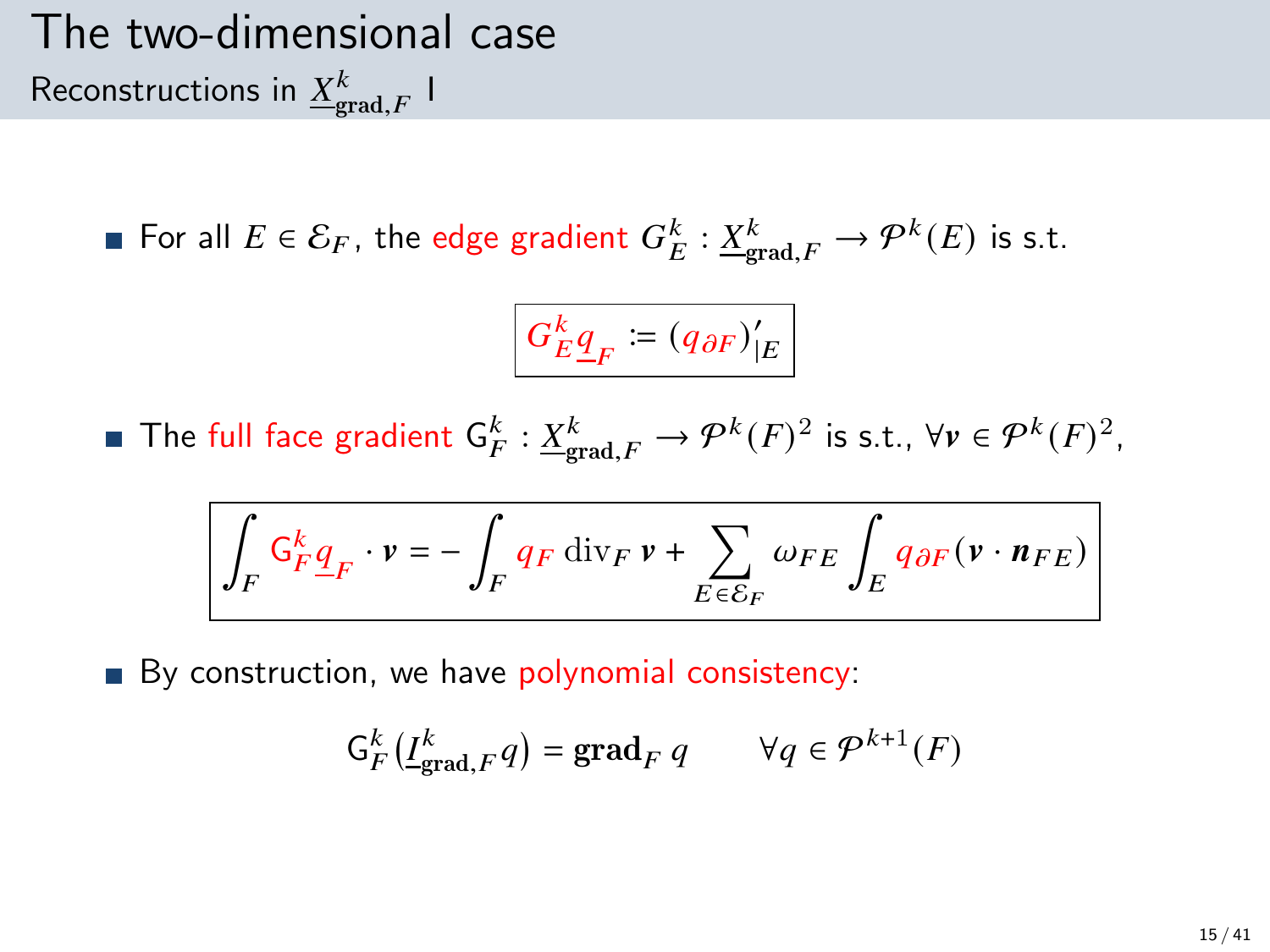# The two-dimensional case

## Reconstructions in $\underline{X}^k_{\mathbf{grad},F}$ I

- For all $E \in \mathcal{E}_F$, the edge gradient $G^k_E : \underline{X}^k_{\mathbf{grad},F} \to \mathcal{P}^k(E)$ is s.t.

$$\boxed{G^k_E \underline{q}_F := (q_{\partial F})'_{|E}}$$

- The full face gradient $\mathsf{G}^k_F : \underline{X}^k_{\mathbf{grad},F} \to \mathcal{P}^k(F)^2$ is s.t., $\forall \boldsymbol{v} \in \mathcal{P}^k(F)^2$,

$$\boxed{\int_F \mathsf{G}^k_F \underline{q}_F \cdot \boldsymbol{v} = -\int_F q_F \operatorname{div}_F \boldsymbol{v} + \sum_{E \in \mathcal{E}_F} \omega_{FE} \int_E q_{\partial F} (\boldsymbol{v} \cdot \boldsymbol{n}_{FE})}$$

- By construction, we have polynomial consistency:

$$\mathsf{G}^k_F \left( \underline{I}^k_{\mathbf{grad},F} q \right) = \mathbf{grad}_F \, q \qquad \forall q \in \mathcal{P}^{k+1}(F)$$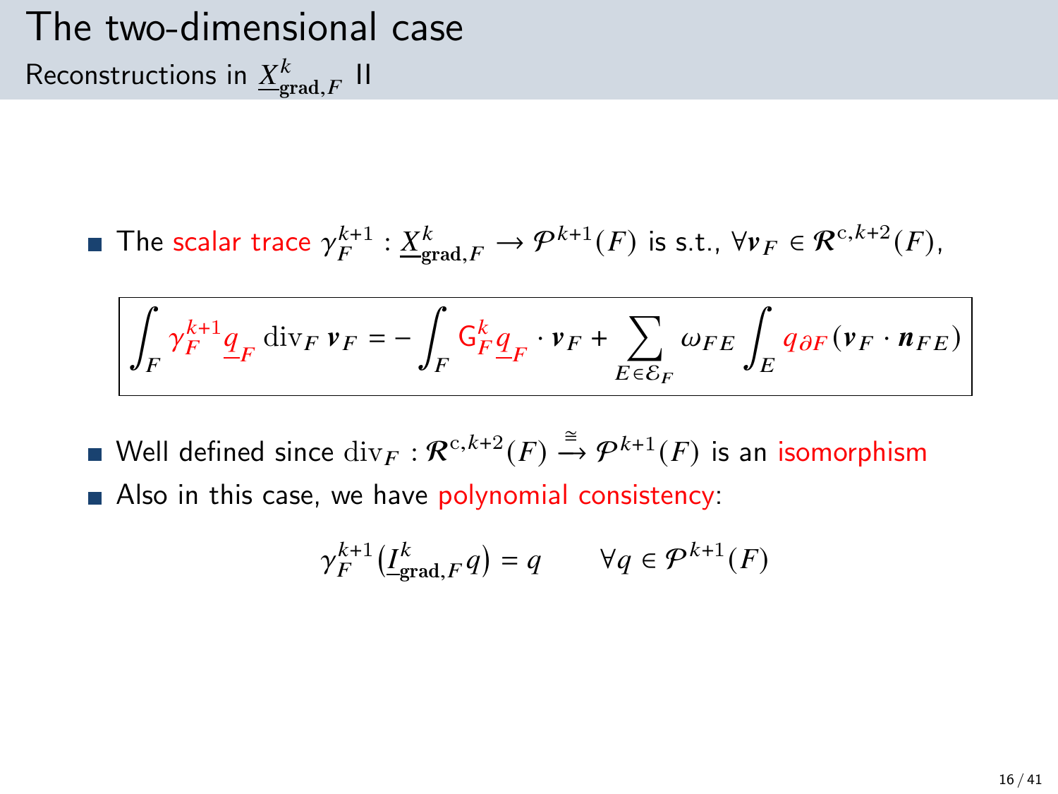# The two-dimensional case

## Reconstructions in $\underline{X}^k_{\mathbf{grad},F}$ II

- The scalar trace $\gamma_F^{k+1} : \underline{X}^k_{\mathbf{grad},F} \to \mathcal{P}^{k+1}(F)$ is s.t., $\forall \boldsymbol{v}_F \in \mathcal{R}^{\mathrm{c},k+2}(F)$,

$$\boxed{\int_F \gamma_F^{k+1} \underline{q}_F \, \mathrm{div}_F \, \boldsymbol{v}_F = -\int_F \mathsf{G}_F^k \underline{q}_F \cdot \boldsymbol{v}_F + \sum_{E \in \mathcal{E}_F} \omega_{FE} \int_E q_{\partial F} (\boldsymbol{v}_F \cdot \boldsymbol{n}_{FE})}$$

- Well defined since $\mathrm{div}_F : \mathcal{R}^{\mathrm{c},k+2}(F) \xrightarrow{\cong} \mathcal{P}^{k+1}(F)$ is an isomorphism
- Also in this case, we have polynomial consistency:

$$\gamma_F^{k+1}\big(\underline{I}^k_{\mathbf{grad},F} q\big) = q \qquad \forall q \in \mathcal{P}^{k+1}(F)$$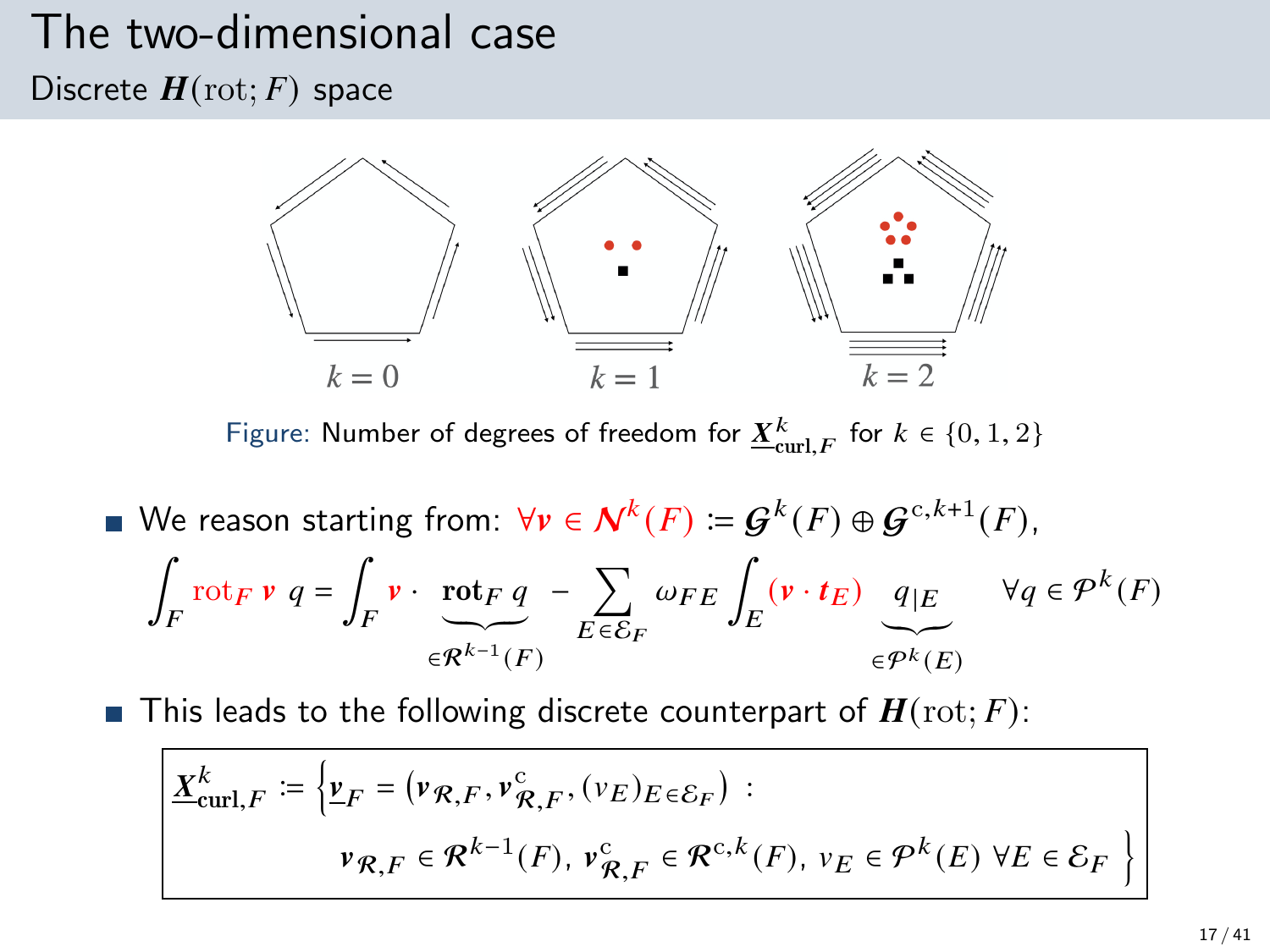# The two-dimensional case

## Discrete $\boldsymbol{H}(\mathrm{rot}; F)$ space

$k = 0$ $k = 1$ $k = 2$

Figure: Number of degrees of freedom for $\underline{\boldsymbol{X}}^k_{\mathbf{curl},F}$ for $k \in \{0, 1, 2\}$

- We reason starting from: $\forall \boldsymbol{v} \in \boldsymbol{\mathcal{N}}^k(F) := \boldsymbol{\mathcal{G}}^k(F) \oplus \boldsymbol{\mathcal{G}}^{\mathrm{c},k+1}(F)$,

$$\int_F \mathrm{rot}_F \, \boldsymbol{v} \; q = \int_F \boldsymbol{v} \cdot \underbrace{\mathbf{rot}_F \, q}_{\in \boldsymbol{\mathcal{R}}^{k-1}(F)} - \sum_{E \in \mathcal{E}_F} \omega_{FE} \int_E (\boldsymbol{v} \cdot \boldsymbol{t}_E) \underbrace{q_{|E}}_{\in \mathcal{P}^k(E)} \quad \forall q \in \mathcal{P}^k(F)$$

- This leads to the following discrete counterpart of $\boldsymbol{H}(\mathrm{rot}; F)$:

$$\underline{\boldsymbol{X}}^k_{\mathbf{curl},F} := \Big\{ \underline{\boldsymbol{v}}_F = \big( \boldsymbol{v}_{\mathcal{R},F}, \boldsymbol{v}^{\mathrm{c}}_{\mathcal{R},F}, (v_E)_{E \in \mathcal{E}_F} \big) \; : \; \boldsymbol{v}_{\mathcal{R},F} \in \boldsymbol{\mathcal{R}}^{k-1}(F), \; \boldsymbol{v}^{\mathrm{c}}_{\mathcal{R},F} \in \boldsymbol{\mathcal{R}}^{\mathrm{c},k}(F), \; v_E \in \mathcal{P}^k(E) \; \forall E \in \mathcal{E}_F \Big\}$$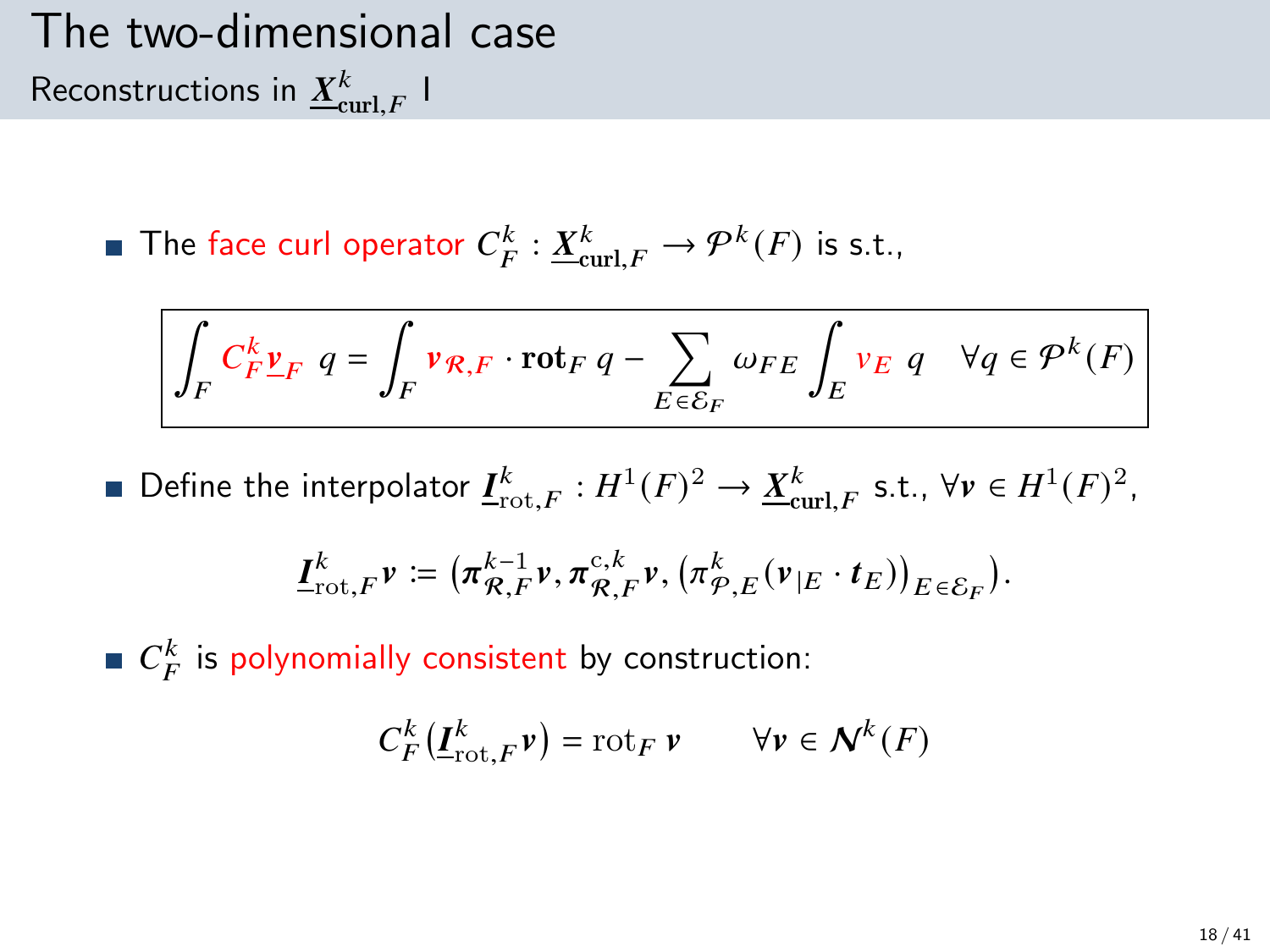# The two-dimensional case

## Reconstructions in $\underline{\boldsymbol{X}}^k_{\mathbf{curl},F}$ I

- The face curl operator $C_F^k : \underline{\boldsymbol{X}}^k_{\mathbf{curl},F} \to \mathcal{P}^k(F)$ is s.t.,

$$\int_F C_F^k \underline{\boldsymbol{v}}_F \; q = \int_F \boldsymbol{v}_{\mathcal{R},F} \cdot \mathbf{rot}_F \; q - \sum_{E \in \mathcal{E}_F} \omega_{FE} \int_E v_E \; q \quad \forall q \in \mathcal{P}^k(F)$$

- Define the interpolator $\underline{\boldsymbol{I}}^k_{\mathrm{rot},F} : H^1(F)^2 \to \underline{\boldsymbol{X}}^k_{\mathbf{curl},F}$ s.t., $\forall \boldsymbol{v} \in H^1(F)^2$,

$$\underline{\boldsymbol{I}}^k_{\mathrm{rot},F} \boldsymbol{v} := \left( \boldsymbol{\pi}^{k-1}_{\mathcal{R},F} \boldsymbol{v}, \boldsymbol{\pi}^{\mathrm{c},k}_{\mathcal{R},F} \boldsymbol{v}, \left( \pi^k_{\mathcal{P},E} (\boldsymbol{v}_{|E} \cdot \boldsymbol{t}_E) \right)_{E \in \mathcal{E}_F} \right).$$

- $C_F^k$ is polynomially consistent by construction:

$$C_F^k \left( \underline{\boldsymbol{I}}^k_{\mathrm{rot},F} \boldsymbol{v} \right) = \mathrm{rot}_F \, \boldsymbol{v} \qquad \forall \boldsymbol{v} \in \boldsymbol{\mathcal{N}}^k(F)$$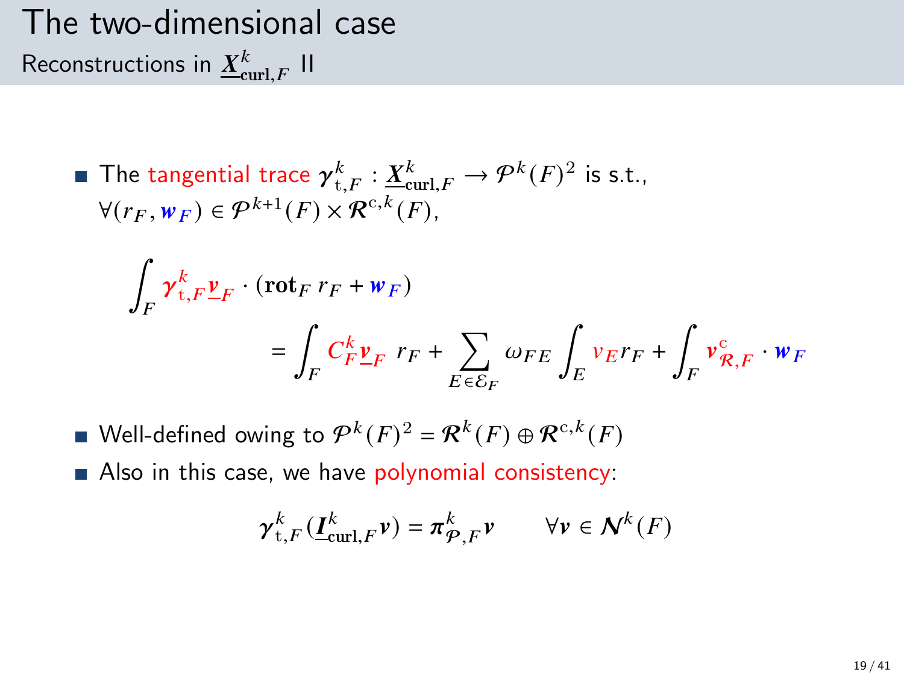# The two-dimensional case

## Reconstructions in $\underline{\boldsymbol{X}}_{\mathbf{curl},F}^{k}$ II

- The tangential trace $\boldsymbol{\gamma}_{\mathrm{t},F}^{k} : \underline{\boldsymbol{X}}_{\mathbf{curl},F}^{k} \to \mathcal{P}^{k}(F)^2$ is s.t., $\forall (r_F, \boldsymbol{w}_F) \in \mathcal{P}^{k+1}(F) \times \mathcal{R}^{\mathrm{c},k}(F)$,

$$\int_F \boldsymbol{\gamma}_{\mathrm{t},F}^{k} \underline{\boldsymbol{v}}_F \cdot (\mathbf{rot}_F\, r_F + \boldsymbol{w}_F) = \int_F C_F^k \underline{\boldsymbol{v}}_F \; r_F + \sum_{E \in \mathcal{E}_F} \omega_{FE} \int_E v_E r_F + \int_F \boldsymbol{v}_{\mathcal{R},F}^{\mathrm{c}} \cdot \boldsymbol{w}_F$$

- Well-defined owing to $\mathcal{P}^k(F)^2 = \mathcal{R}^k(F) \oplus \mathcal{R}^{\mathrm{c},k}(F)$
- Also in this case, we have polynomial consistency:

$$\boldsymbol{\gamma}_{\mathrm{t},F}^{k}(\underline{\boldsymbol{I}}_{\mathbf{curl},F}^{k} \boldsymbol{v}) = \boldsymbol{\pi}_{\mathcal{P},F}^{k} \boldsymbol{v} \qquad \forall \boldsymbol{v} \in \boldsymbol{\mathcal{N}}^k(F)$$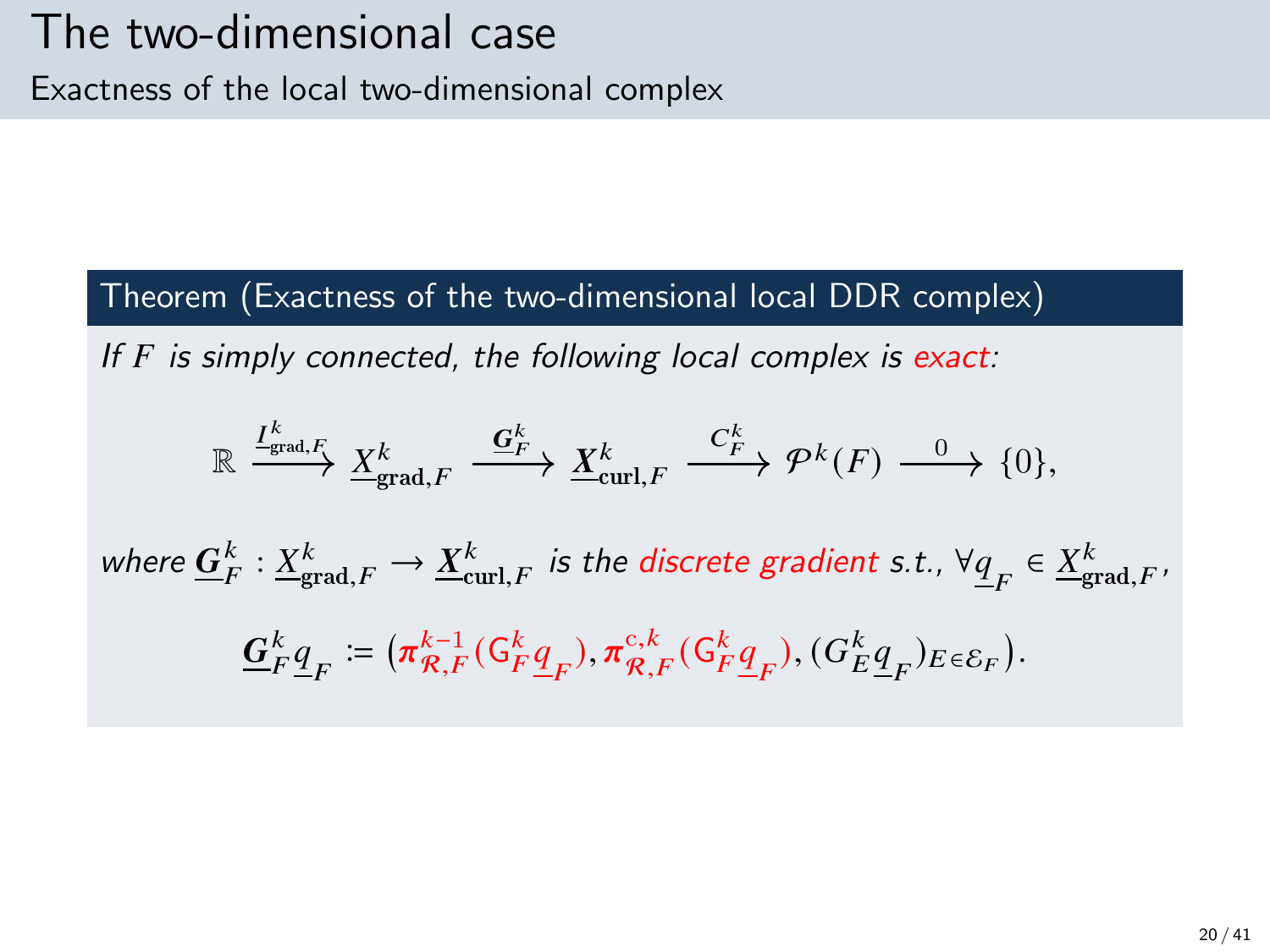# The two-dimensional case

## Exactness of the local two-dimensional complex

**Theorem (Exactness of the two-dimensional local DDR complex)**

*If $F$ is simply connected, the following local complex is exact:*

$$\mathbb{R} \xrightarrow{\underline{I}^k_{\mathrm{grad},F}} \underline{X}^k_{\mathbf{grad},F} \xrightarrow{\underline{\boldsymbol{G}}^k_F} \underline{\boldsymbol{X}}^k_{\mathrm{curl},F} \xrightarrow{C^k_F} \mathcal{P}^k(F) \xrightarrow{0} \{0\},$$

*where* $\underline{\boldsymbol{G}}^k_F : \underline{X}^k_{\mathbf{grad},F} \to \underline{\boldsymbol{X}}^k_{\mathrm{curl},F}$ *is the discrete gradient s.t.,* $\forall \underline{q}_F \in \underline{X}^k_{\mathbf{grad},F}$,

$$\underline{\boldsymbol{G}}^k_F \underline{q}_F := \left(\boldsymbol{\pi}^{k-1}_{\mathcal{R},F}(\mathsf{G}^k_F \underline{q}_F), \boldsymbol{\pi}^{\mathrm{c},k}_{\mathcal{R},F}(\mathsf{G}^k_F \underline{q}_F), (G^k_E \underline{q}_F)_{E \in \mathcal{E}_F}\right).$$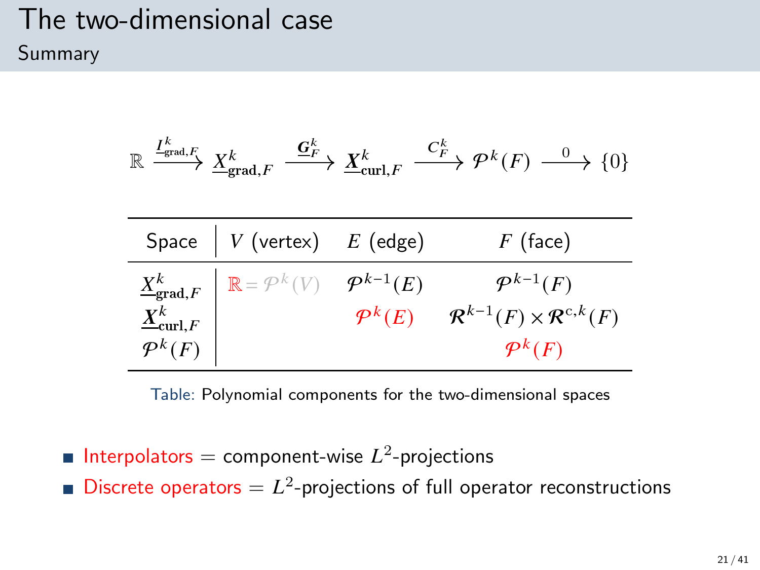# The two-dimensional case

## Summary

$$\mathbb{R} \xrightarrow{\underline{I}^k_{\mathrm{grad},F}} \underline{X}^k_{\mathbf{grad},F} \xrightarrow{\underline{\boldsymbol{G}}^k_F} \underline{\boldsymbol{X}}^k_{\mathbf{curl},F} \xrightarrow{C^k_F} \mathcal{P}^k(F) \xrightarrow{0} \{0\}$$

| Space | $V$ (vertex) | $E$ (edge) | $F$ (face) |
|---|---|---|---|
| $\underline{X}^k_{\mathbf{grad},F}$ | $\mathbb{R} = \mathcal{P}^k(V)$ | $\mathcal{P}^{k-1}(E)$ | $\mathcal{P}^{k-1}(F)$ |
| $\underline{\boldsymbol{X}}^k_{\mathbf{curl},F}$ | | $\mathcal{P}^k(E)$ | $\boldsymbol{\mathcal{R}}^{k-1}(F) \times \boldsymbol{\mathcal{R}}^{\mathrm{c},k}(F)$ |
| $\mathcal{P}^k(F)$ | | | $\mathcal{P}^k(F)$ |

Table: Polynomial components for the two-dimensional spaces

- Interpolators = component-wise $L^2$-projections
- Discrete operators = $L^2$-projections of full operator reconstructions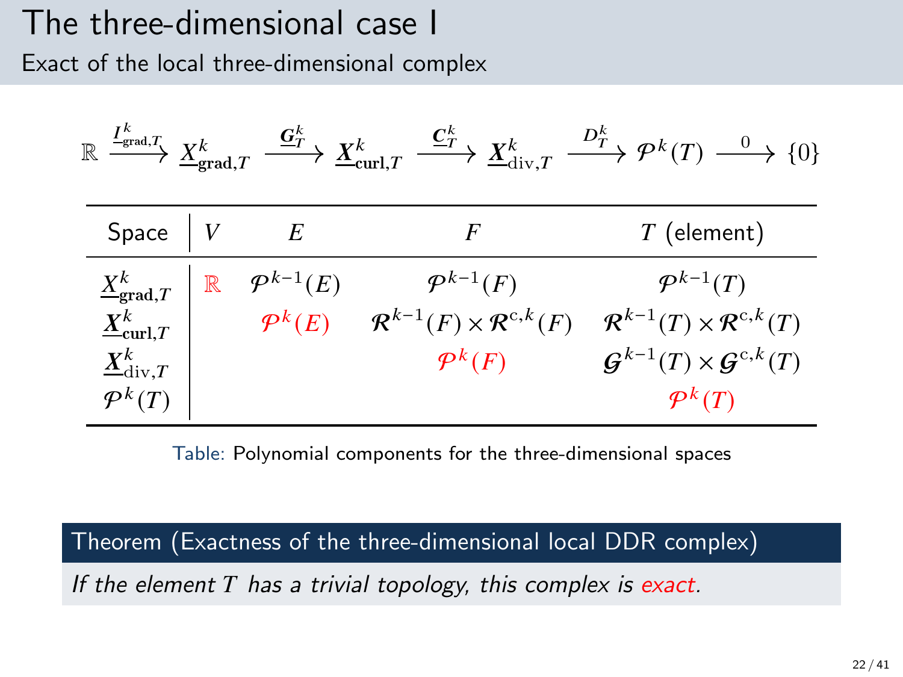# The three-dimensional case I

## Exact of the local three-dimensional complex

$$\mathbb{R} \xrightarrow{\underline{I}^k_{\mathrm{grad},T}} \underline{X}^k_{\mathbf{grad},T} \xrightarrow{\underline{\boldsymbol{G}}^k_T} \underline{\boldsymbol{X}}^k_{\mathbf{curl},T} \xrightarrow{\underline{\boldsymbol{C}}^k_T} \underline{\boldsymbol{X}}^k_{\mathrm{div},T} \xrightarrow{D^k_T} \mathcal{P}^k(T) \xrightarrow{0} \{0\}$$

| Space | $V$ | $E$ | $F$ | $T$ (element) |
|---|---|---|---|---|
| $\underline{X}^k_{\mathbf{grad},T}$ | $\mathbb{R}$ | $\mathcal{P}^{k-1}(E)$ | $\mathcal{P}^{k-1}(F)$ | $\mathcal{P}^{k-1}(T)$ |
| $\underline{\boldsymbol{X}}^k_{\mathbf{curl},T}$ | | $\mathcal{P}^k(E)$ | $\mathcal{R}^{k-1}(F) \times \mathcal{R}^{\mathrm{c},k}(F)$ | $\mathcal{R}^{k-1}(T) \times \mathcal{R}^{\mathrm{c},k}(T)$ |
| $\underline{\boldsymbol{X}}^k_{\mathrm{div},T}$ | | | $\mathcal{P}^k(F)$ | $\mathcal{G}^{k-1}(T) \times \mathcal{G}^{\mathrm{c},k}(T)$ |
| $\mathcal{P}^k(T)$ | | | | $\mathcal{P}^k(T)$ |

Table: Polynomial components for the three-dimensional spaces

**Theorem (Exactness of the three-dimensional local DDR complex)**

*If the element $T$ has a trivial topology, this complex is exact.*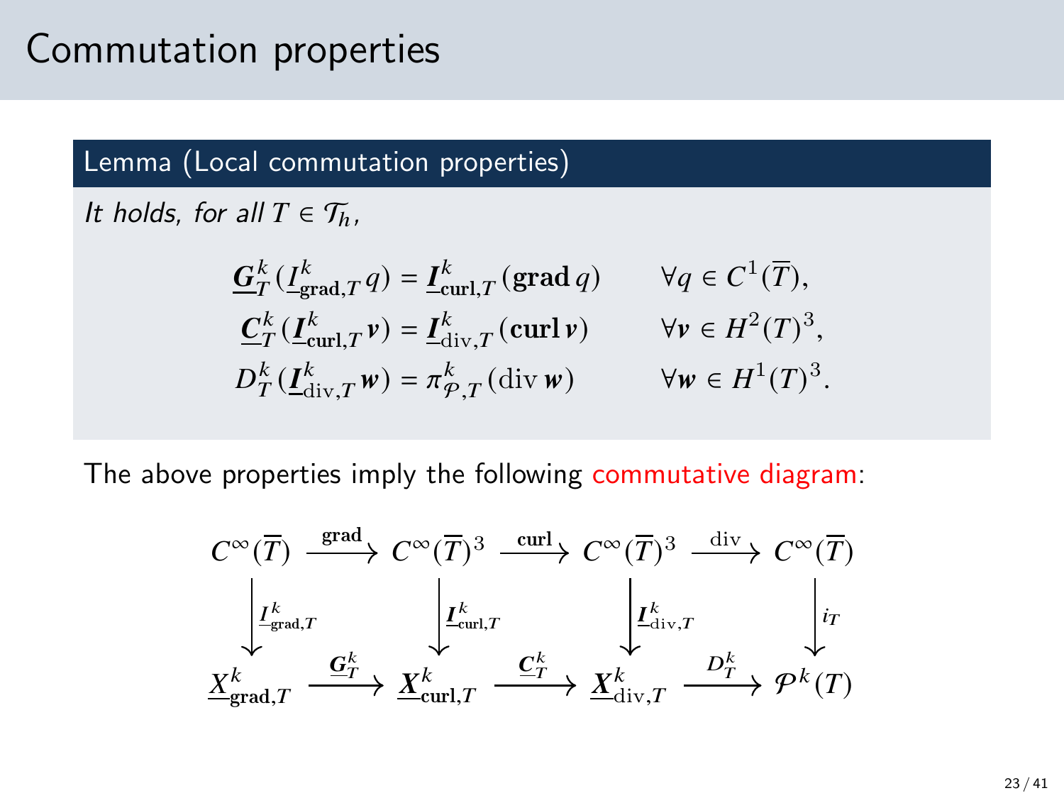# Commutation properties

**Lemma (Local commutation properties)**

*It holds, for all $T \in \mathcal{T}_h$,*

$$
\begin{aligned}
\underline{\boldsymbol{G}}_T^k(\underline{I}_{\mathbf{grad},T}^k q) &= \underline{\boldsymbol{I}}_{\mathbf{curl},T}^k(\mathbf{grad}\, q) && \forall q \in C^1(\overline{T}),\\
\underline{\boldsymbol{C}}_T^k(\underline{\boldsymbol{I}}_{\mathbf{curl},T}^k \boldsymbol{v}) &= \underline{\boldsymbol{I}}_{\mathrm{div},T}^k(\mathbf{curl}\, \boldsymbol{v}) && \forall \boldsymbol{v} \in H^2(T)^3,\\
D_T^k(\underline{\boldsymbol{I}}_{\mathrm{div},T}^k \boldsymbol{w}) &= \pi_{\mathcal{P},T}^k(\mathrm{div}\, \boldsymbol{w}) && \forall \boldsymbol{w} \in H^1(T)^3.
\end{aligned}
$$

The above properties imply the following commutative diagram:

$$
\begin{array}{ccccccc}
C^\infty(\overline{T}) & \xrightarrow{\mathbf{grad}} & C^\infty(\overline{T})^3 & \xrightarrow{\mathbf{curl}} & C^\infty(\overline{T})^3 & \xrightarrow{\mathrm{div}} & C^\infty(\overline{T})\\
\Big\downarrow {\scriptstyle \underline{I}_{\mathbf{grad},T}^k} & & \Big\downarrow {\scriptstyle \underline{\boldsymbol{I}}_{\mathbf{curl},T}^k} & & \Big\downarrow {\scriptstyle \underline{\boldsymbol{I}}_{\mathrm{div},T}^k} & & \Big\downarrow {\scriptstyle i_T}\\
\underline{X}_{\mathbf{grad},T}^k & \xrightarrow{\underline{\boldsymbol{G}}_T^k} & \underline{\boldsymbol{X}}_{\mathbf{curl},T}^k & \xrightarrow{\underline{\boldsymbol{C}}_T^k} & \underline{\boldsymbol{X}}_{\mathrm{div},T}^k & \xrightarrow{D_T^k} & \mathcal{P}^k(T)
\end{array}
$$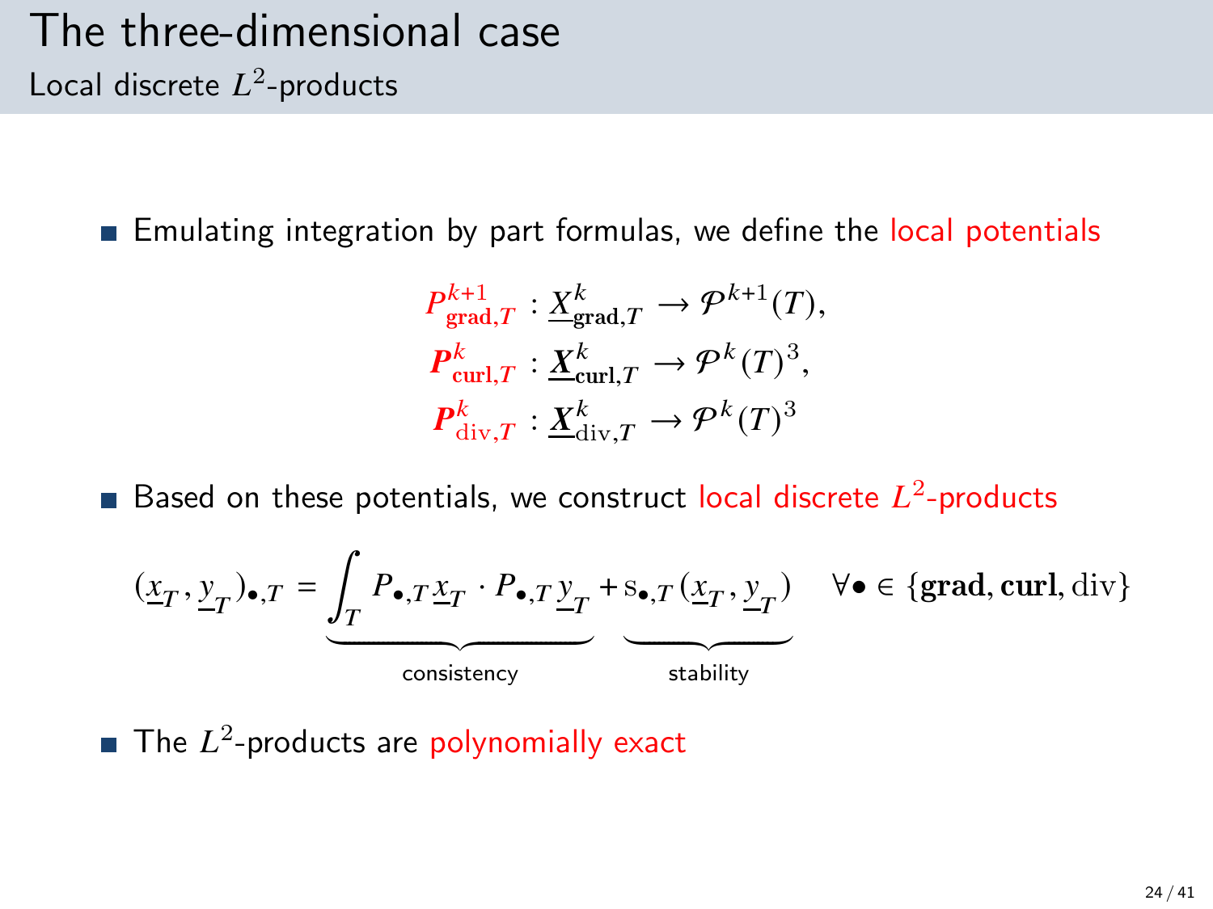# The three-dimensional case

## Local discrete $L^2$-products

- Emulating integration by part formulas, we define the local potentials

$$
\begin{aligned}
P^{k+1}_{\mathbf{grad},T} &: \underline{X}^k_{\mathbf{grad},T} \to \mathcal{P}^{k+1}(T),\\
\boldsymbol{P}^{k}_{\mathbf{curl},T} &: \underline{\boldsymbol{X}}^k_{\mathbf{curl},T} \to \mathcal{P}^{k}(T)^3,\\
\boldsymbol{P}^{k}_{\mathrm{div},T} &: \underline{\boldsymbol{X}}^k_{\mathrm{div},T} \to \mathcal{P}^{k}(T)^3
\end{aligned}
$$

- Based on these potentials, we construct local discrete $L^2$-products

$$
(\underline{x}_T, \underline{y}_T)_{\bullet,T} = \underbrace{\int_T P_{\bullet,T}\underline{x}_T \cdot P_{\bullet,T}\underline{y}_T}_{\text{consistency}} + \underbrace{\mathrm{s}_{\bullet,T}(\underline{x}_T, \underline{y}_T)}_{\text{stability}} \quad \forall \bullet \in \{\mathbf{grad}, \mathbf{curl}, \mathrm{div}\}
$$

- The $L^2$-products are polynomially exact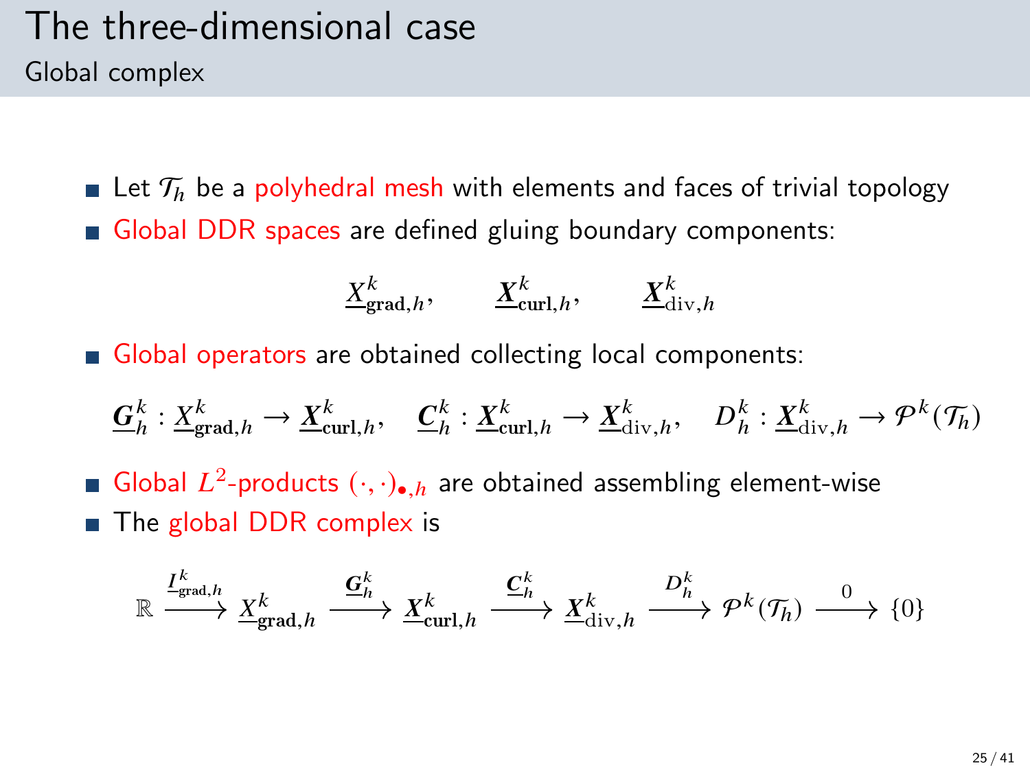# The three-dimensional case

## Global complex

- Let $\mathcal{T}_h$ be a polyhedral mesh with elements and faces of trivial topology
- Global DDR spaces are defined gluing boundary components:

$$\underline{X}_{\mathbf{grad},h}^k, \qquad \underline{\boldsymbol{X}}_{\mathbf{curl},h}^k, \qquad \underline{\boldsymbol{X}}_{\mathrm{div},h}^k$$

- Global operators are obtained collecting local components:

$$\underline{\boldsymbol{G}}_h^k : \underline{X}_{\mathbf{grad},h}^k \to \underline{\boldsymbol{X}}_{\mathbf{curl},h}^k, \quad \underline{\boldsymbol{C}}_h^k : \underline{\boldsymbol{X}}_{\mathbf{curl},h}^k \to \underline{\boldsymbol{X}}_{\mathrm{div},h}^k, \quad D_h^k : \underline{\boldsymbol{X}}_{\mathrm{div},h}^k \to \mathcal{P}^k(\mathcal{T}_h)$$

- Global $L^2$-products $(\cdot,\cdot)_{\bullet,h}$ are obtained assembling element-wise
- The global DDR complex is

$$\mathbb{R} \xrightarrow{\underline{I}_{\mathrm{grad},h}^k} \underline{X}_{\mathbf{grad},h}^k \xrightarrow{\underline{\boldsymbol{G}}_h^k} \underline{\boldsymbol{X}}_{\mathbf{curl},h}^k \xrightarrow{\underline{\boldsymbol{C}}_h^k} \underline{\boldsymbol{X}}_{\mathrm{div},h}^k \xrightarrow{D_h^k} \mathcal{P}^k(\mathcal{T}_h) \xrightarrow{0} \{0\}$$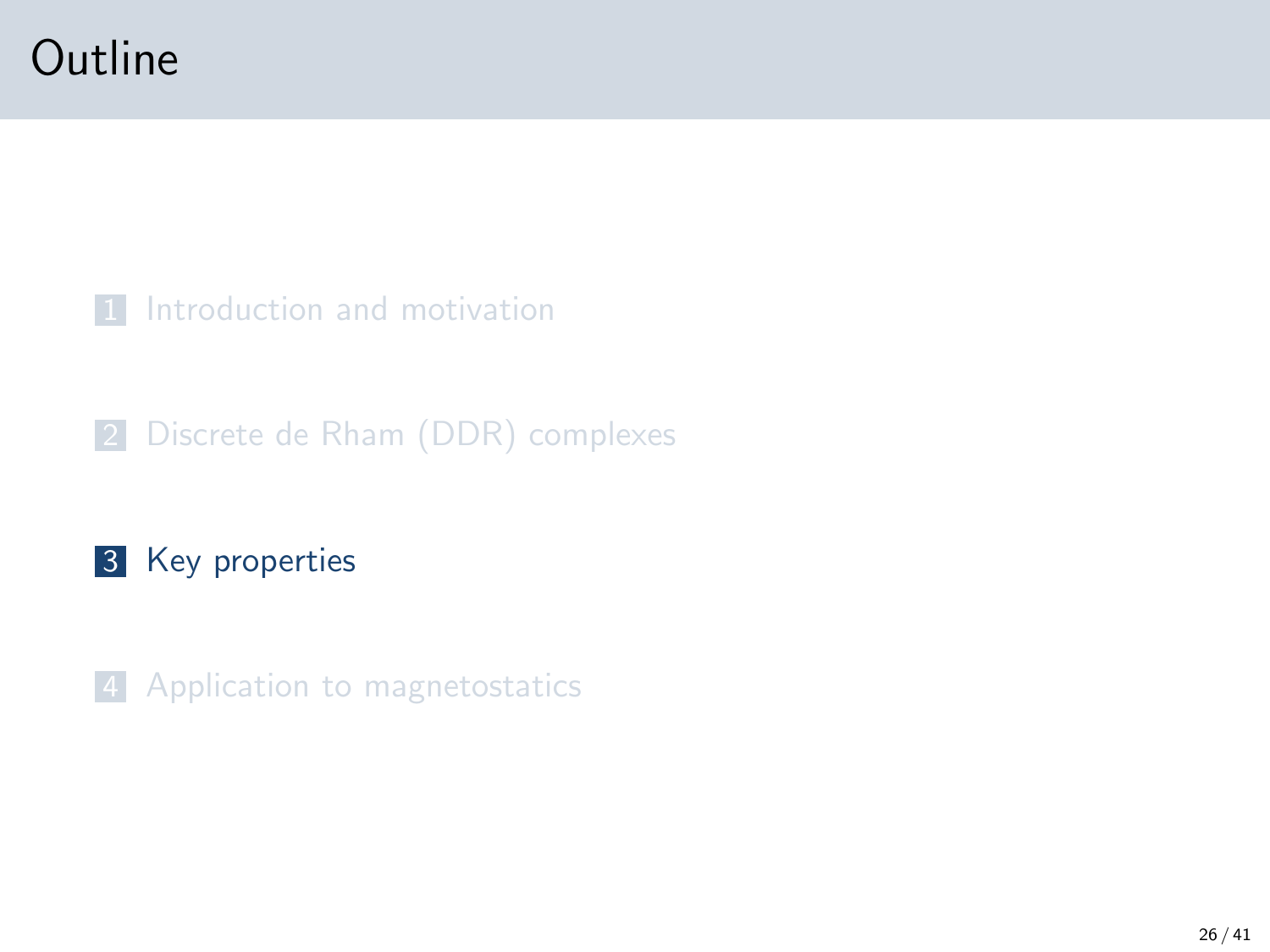# Outline

1. Introduction and motivation
2. Discrete de Rham (DDR) complexes
3. **Key properties**
4. Application to magnetostatics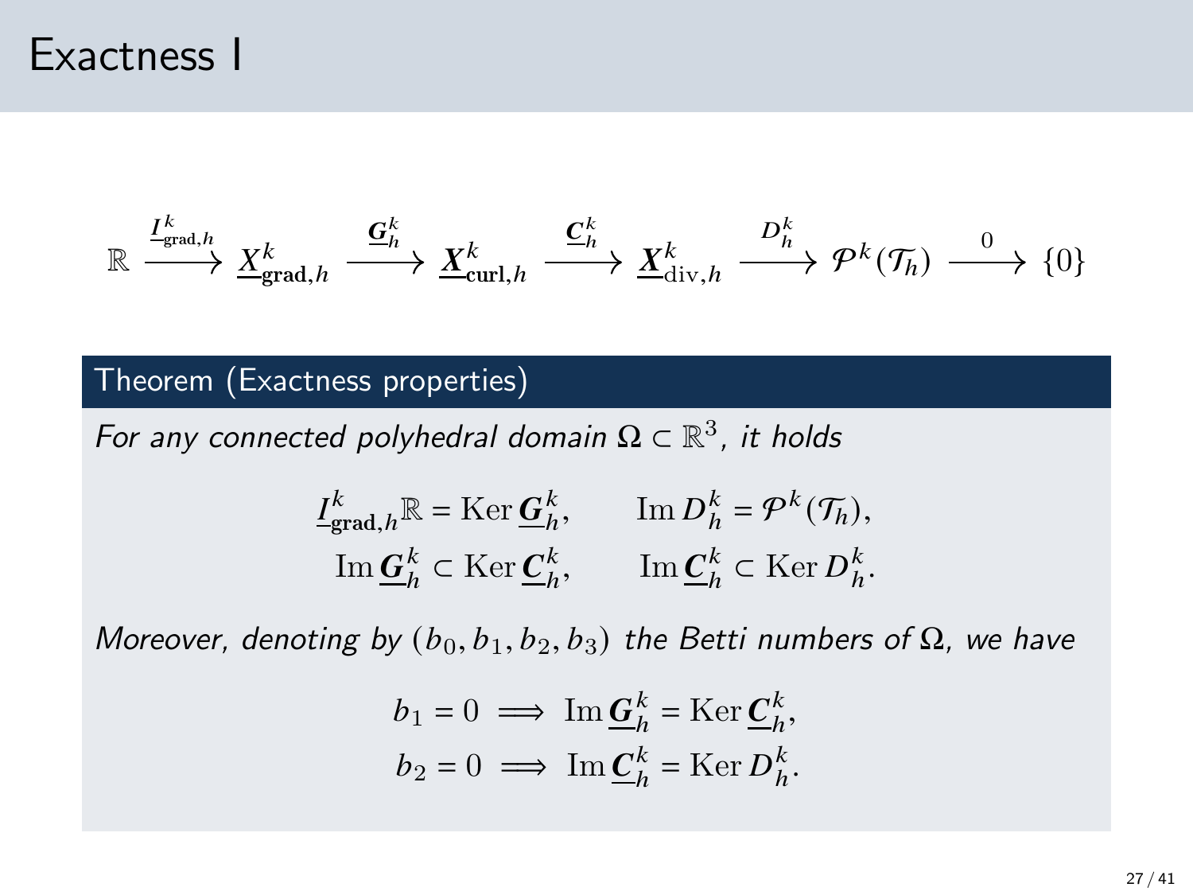# Exactness I

$$\mathbb{R} \xrightarrow{\underline{I}^k_{\mathbf{grad},h}} \underline{X}^k_{\mathbf{grad},h} \xrightarrow{\underline{\boldsymbol{G}}^k_h} \underline{\boldsymbol{X}}^k_{\mathbf{curl},h} \xrightarrow{\underline{\boldsymbol{C}}^k_h} \underline{\boldsymbol{X}}^k_{\mathrm{div},h} \xrightarrow{D^k_h} \mathcal{P}^k(\mathcal{T}_h) \xrightarrow{0} \{0\}$$

**Theorem (Exactness properties)**

*For any connected polyhedral domain $\Omega \subset \mathbb{R}^3$, it holds*

$$\underline{I}^k_{\mathbf{grad},h}\mathbb{R} = \operatorname{Ker}\underline{\boldsymbol{G}}^k_h, \qquad \operatorname{Im} D^k_h = \mathcal{P}^k(\mathcal{T}_h),$$
$$\operatorname{Im}\underline{\boldsymbol{G}}^k_h \subset \operatorname{Ker}\underline{\boldsymbol{C}}^k_h, \qquad \operatorname{Im}\underline{\boldsymbol{C}}^k_h \subset \operatorname{Ker} D^k_h.$$

*Moreover, denoting by $(b_0, b_1, b_2, b_3)$ the Betti numbers of $\Omega$, we have*

$$b_1 = 0 \implies \operatorname{Im}\underline{\boldsymbol{G}}^k_h = \operatorname{Ker}\underline{\boldsymbol{C}}^k_h,$$
$$b_2 = 0 \implies \operatorname{Im}\underline{\boldsymbol{C}}^k_h = \operatorname{Ker} D^k_h.$$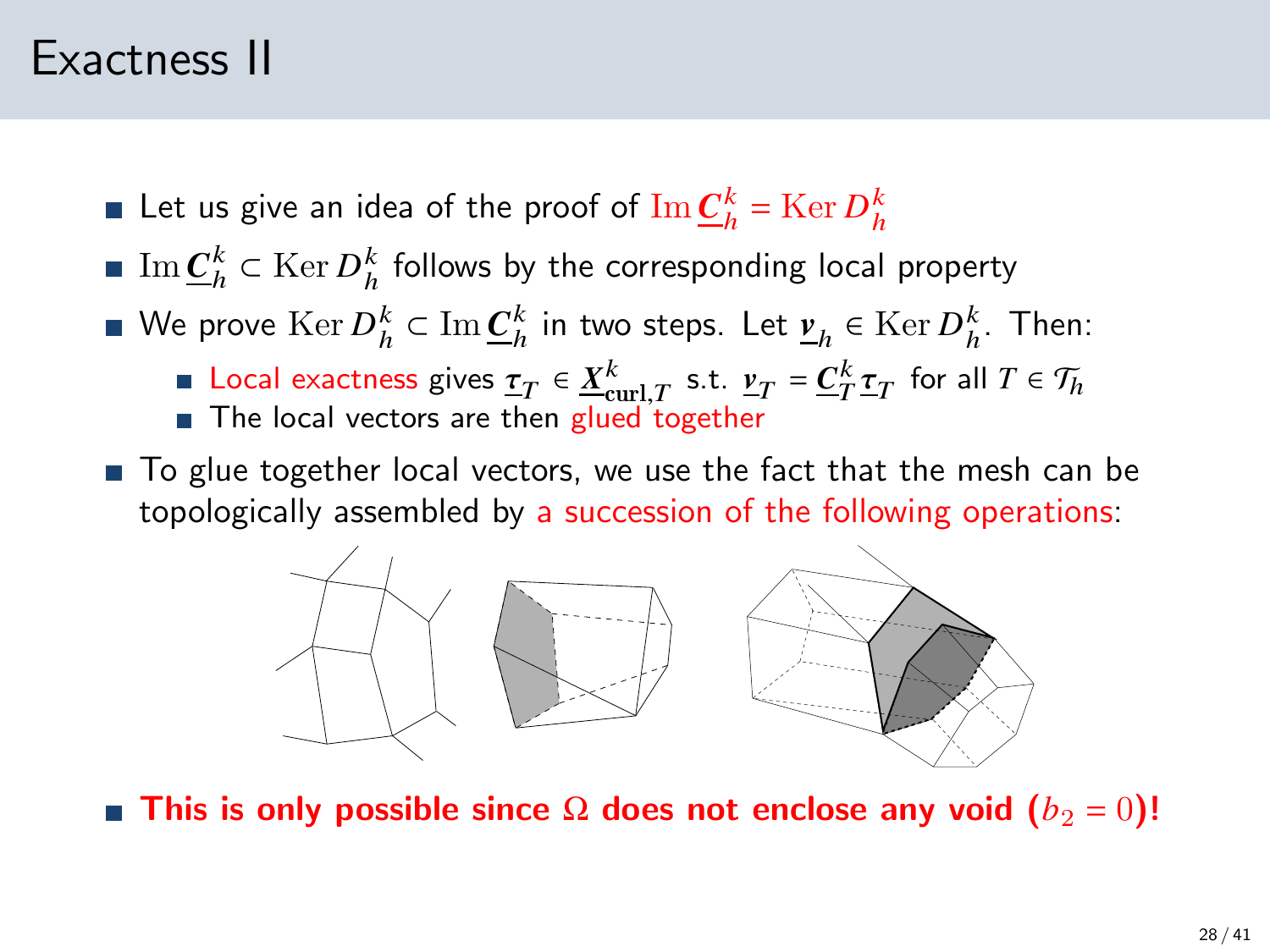# Exactness II

- Let us give an idea of the proof of $\mathrm{Im}\,\underline{\boldsymbol{C}}_h^k = \mathrm{Ker}\,D_h^k$
- $\mathrm{Im}\,\underline{\boldsymbol{C}}_h^k \subset \mathrm{Ker}\,D_h^k$ follows by the corresponding local property
- We prove $\mathrm{Ker}\,D_h^k \subset \mathrm{Im}\,\underline{\boldsymbol{C}}_h^k$ in two steps. Let $\underline{\boldsymbol{v}}_h \in \mathrm{Ker}\,D_h^k$. Then:
  - Local exactness gives $\underline{\boldsymbol{\tau}}_T \in \underline{\boldsymbol{X}}_{\mathbf{curl},T}^k$ s.t. $\underline{\boldsymbol{v}}_T = \underline{\boldsymbol{C}}_T^k \underline{\boldsymbol{\tau}}_T$ for all $T \in \mathcal{T}_h$
  - The local vectors are then glued together
- To glue together local vectors, we use the fact that the mesh can be topologically assembled by a succession of the following operations:

- **This is only possible since $\Omega$ does not enclose any void ($b_2 = 0$)!**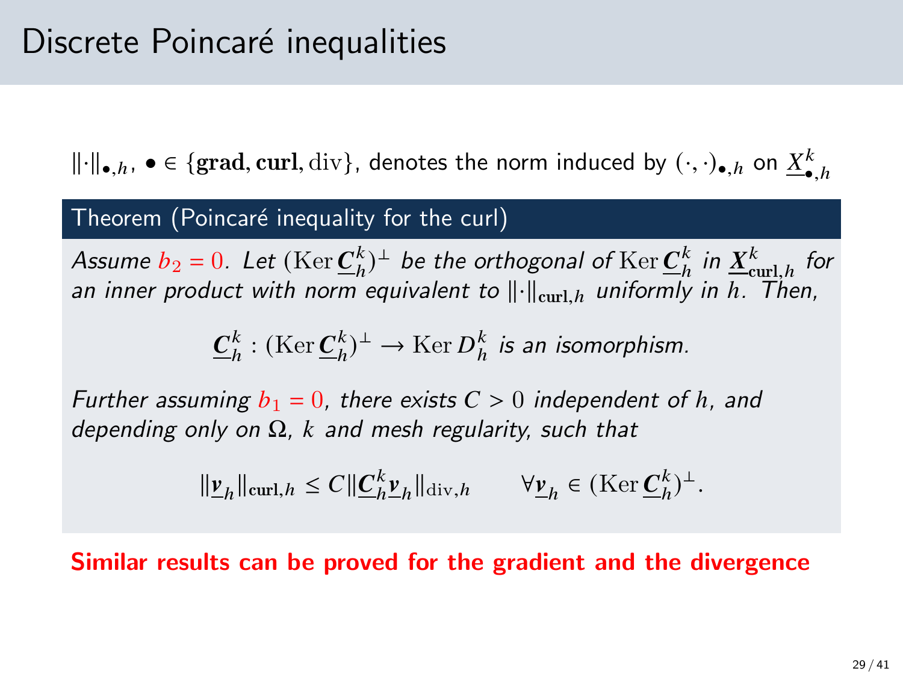# Discrete Poincaré inequalities

$\|\cdot\|_{\bullet,h}$, $\bullet \in \{\mathbf{grad}, \mathbf{curl}, \mathrm{div}\}$, denotes the norm induced by $(\cdot,\cdot)_{\bullet,h}$ on $\underline{X}^k_{\bullet,h}$

**Theorem (Poincaré inequality for the curl)**

*Assume $b_2 = 0$. Let $(\mathrm{Ker}\,\underline{\boldsymbol{C}}^k_h)^\perp$ be the orthogonal of $\mathrm{Ker}\,\underline{\boldsymbol{C}}^k_h$ in $\underline{\boldsymbol{X}}^k_{\mathbf{curl},h}$ for an inner product with norm equivalent to $\|\cdot\|_{\mathbf{curl},h}$ uniformly in $h$. Then,*

$$\underline{\boldsymbol{C}}^k_h : (\mathrm{Ker}\,\underline{\boldsymbol{C}}^k_h)^\perp \to \mathrm{Ker}\,D^k_h \text{ is an isomorphism.}$$

*Further assuming $b_1 = 0$, there exists $C > 0$ independent of $h$, and depending only on $\Omega$, $k$ and mesh regularity, such that*

$$\|\underline{\boldsymbol{v}}_h\|_{\mathbf{curl},h} \le C \|\underline{\boldsymbol{C}}^k_h \underline{\boldsymbol{v}}_h\|_{\mathrm{div},h} \qquad \forall \underline{\boldsymbol{v}}_h \in (\mathrm{Ker}\,\underline{\boldsymbol{C}}^k_h)^\perp.$$

**Similar results can be proved for the gradient and the divergence**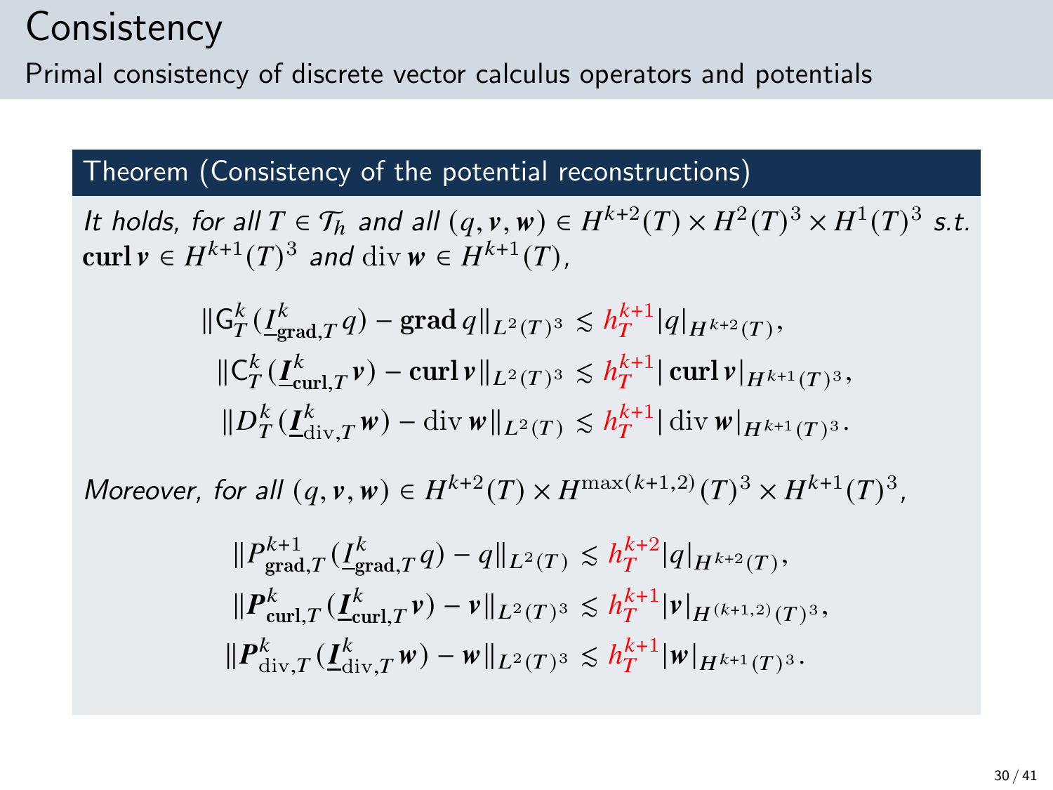# Consistency

Primal consistency of discrete vector calculus operators and potentials

### Theorem (Consistency of the potential reconstructions)

*It holds, for all* $T \in \mathcal{T}_h$ *and all* $(q, \boldsymbol{v}, \boldsymbol{w}) \in H^{k+2}(T) \times H^2(T)^3 \times H^1(T)^3$ *s.t.* $\mathbf{curl}\,\boldsymbol{v} \in H^{k+1}(T)^3$ *and* $\operatorname{div}\boldsymbol{w} \in H^{k+1}(T)$,

$$
\begin{aligned}
\|\mathsf{G}_T^k(\underline{I}_{\mathbf{grad},T}^k q) - \mathbf{grad}\, q\|_{L^2(T)^3} &\lesssim h_T^{k+1} |q|_{H^{k+2}(T)}, \\
\|\mathsf{C}_T^k(\underline{\boldsymbol{I}}_{\mathbf{curl},T}^k \boldsymbol{v}) - \mathbf{curl}\,\boldsymbol{v}\|_{L^2(T)^3} &\lesssim h_T^{k+1} |\mathbf{curl}\,\boldsymbol{v}|_{H^{k+1}(T)^3}, \\
\|D_T^k(\underline{\boldsymbol{I}}_{\mathrm{div},T}^k \boldsymbol{w}) - \operatorname{div}\boldsymbol{w}\|_{L^2(T)} &\lesssim h_T^{k+1} |\operatorname{div}\boldsymbol{w}|_{H^{k+1}(T)^3}.
\end{aligned}
$$

*Moreover, for all* $(q, \boldsymbol{v}, \boldsymbol{w}) \in H^{k+2}(T) \times H^{\max(k+1,2)}(T)^3 \times H^{k+1}(T)^3$,

$$
\begin{aligned}
\|P_{\mathbf{grad},T}^{k+1}(\underline{I}_{\mathbf{grad},T}^k q) - q\|_{L^2(T)} &\lesssim h_T^{k+2} |q|_{H^{k+2}(T)}, \\
\|\boldsymbol{P}_{\mathbf{curl},T}^k(\underline{\boldsymbol{I}}_{\mathbf{curl},T}^k \boldsymbol{v}) - \boldsymbol{v}\|_{L^2(T)^3} &\lesssim h_T^{k+1} |\boldsymbol{v}|_{H^{(k+1,2)}(T)^3}, \\
\|\boldsymbol{P}_{\mathrm{div},T}^k(\underline{\boldsymbol{I}}_{\mathrm{div},T}^k \boldsymbol{w}) - \boldsymbol{w}\|_{L^2(T)^3} &\lesssim h_T^{k+1} |\boldsymbol{w}|_{H^{k+1}(T)^3}.
\end{aligned}
$$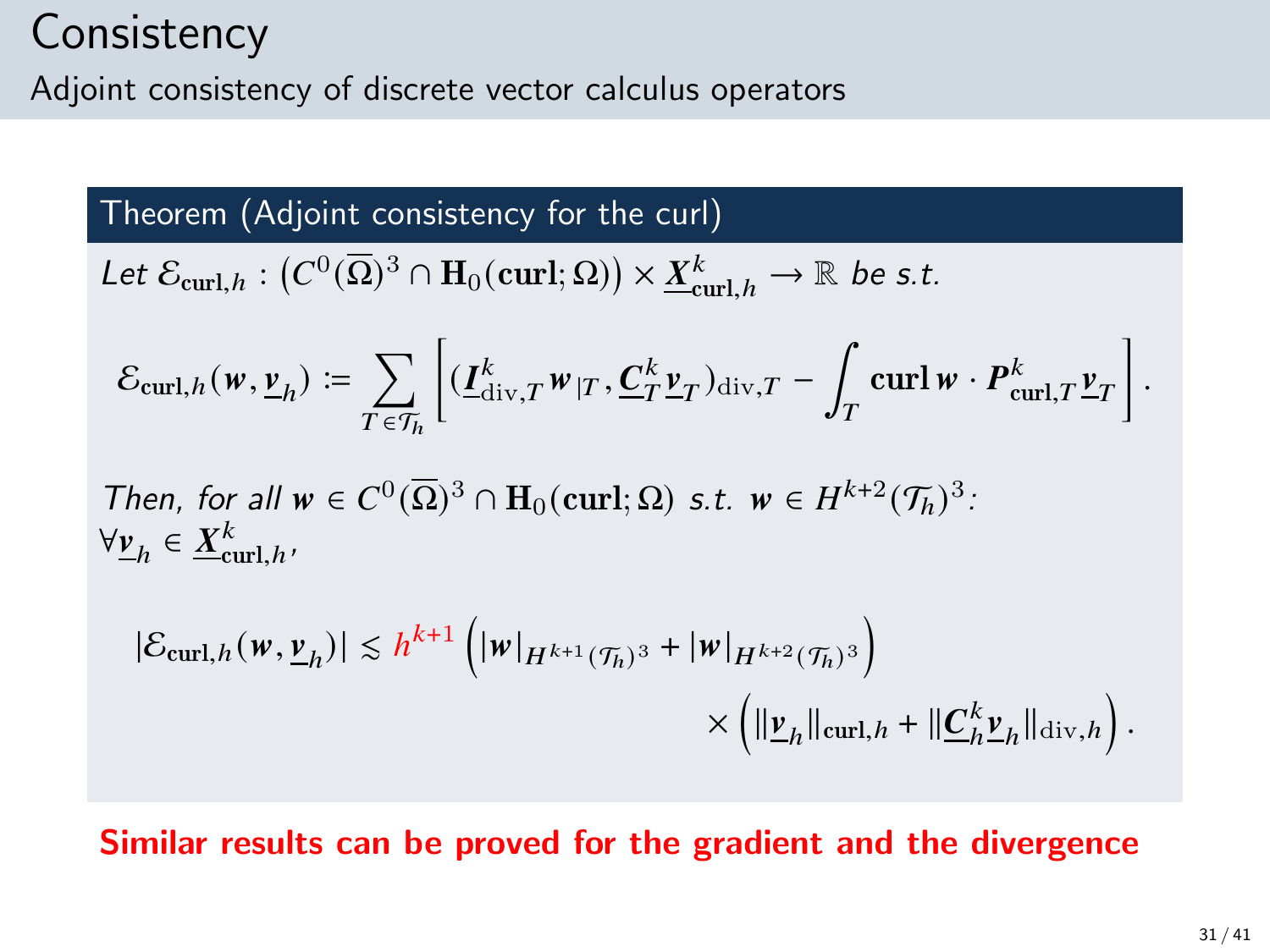# Consistency

Adjoint consistency of discrete vector calculus operators

**Theorem (Adjoint consistency for the curl)**

*Let* $\mathcal{E}_{\mathbf{curl},h} : \left(C^0(\overline{\Omega})^3 \cap \mathbf{H}_0(\mathbf{curl};\Omega)\right) \times \underline{\boldsymbol{X}}^k_{\mathbf{curl},h} \to \mathbb{R}$ *be s.t.*

$$
\mathcal{E}_{\mathbf{curl},h}(\boldsymbol{w}, \underline{\boldsymbol{v}}_h) \coloneqq \sum_{T \in \mathcal{T}_h} \left[ (\underline{\boldsymbol{I}}^k_{\mathrm{div},T} \boldsymbol{w}_{|T}, \underline{\boldsymbol{C}}^k_T \underline{\boldsymbol{v}}_T)_{\mathrm{div},T} - \int_T \mathbf{curl}\, \boldsymbol{w} \cdot \boldsymbol{P}^k_{\mathbf{curl},T} \underline{\boldsymbol{v}}_T \right].
$$

*Then, for all* $\boldsymbol{w} \in C^0(\overline{\Omega})^3 \cap \mathbf{H}_0(\mathbf{curl};\Omega)$ *s.t.* $\boldsymbol{w} \in H^{k+2}(\mathcal{T}_h)^3$*:*
$\forall \underline{\boldsymbol{v}}_h \in \underline{\boldsymbol{X}}^k_{\mathbf{curl},h}$,

$$
|\mathcal{E}_{\mathbf{curl},h}(\boldsymbol{w}, \underline{\boldsymbol{v}}_h)| \lesssim h^{k+1} \left( |\boldsymbol{w}|_{H^{k+1}(\mathcal{T}_h)^3} + |\boldsymbol{w}|_{H^{k+2}(\mathcal{T}_h)^3} \right) \times \left( \|\underline{\boldsymbol{v}}_h\|_{\mathbf{curl},h} + \|\underline{\boldsymbol{C}}^k_h \underline{\boldsymbol{v}}_h\|_{\mathrm{div},h} \right).
$$

**Similar results can be proved for the gradient and the divergence**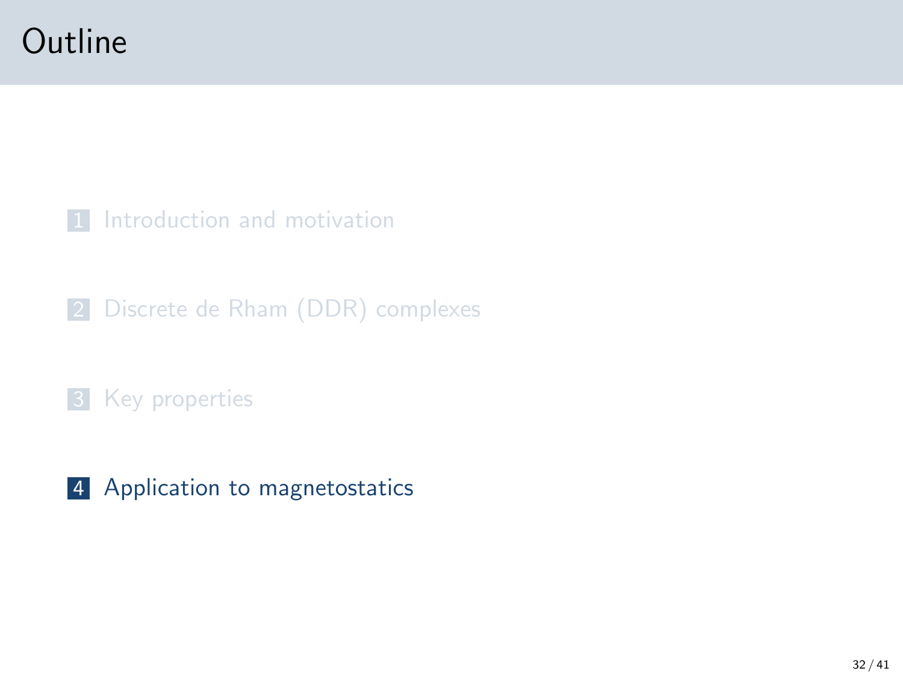# Outline

1. Introduction and motivation

2. Discrete de Rham (DDR) complexes

3. Key properties

4. **Application to magnetostatics**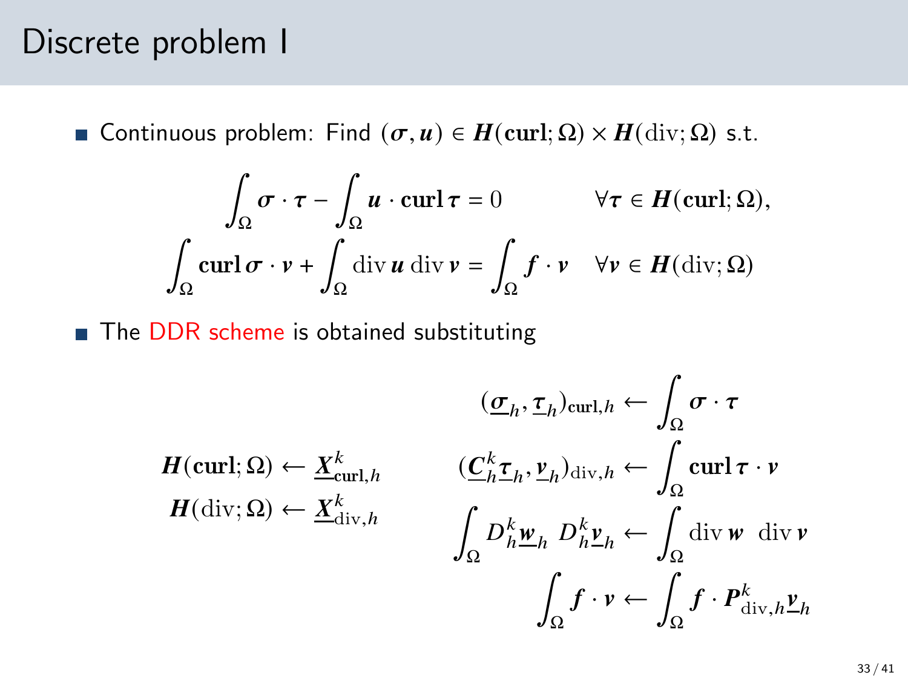# Discrete problem I

- Continuous problem: Find $(\boldsymbol{\sigma}, \boldsymbol{u}) \in \boldsymbol{H}(\mathbf{curl};\Omega) \times \boldsymbol{H}(\mathrm{div};\Omega)$ s.t.

$$
\begin{aligned}
\int_\Omega \boldsymbol{\sigma} \cdot \boldsymbol{\tau} - \int_\Omega \boldsymbol{u} \cdot \mathbf{curl}\,\boldsymbol{\tau} &= 0 && \forall \boldsymbol{\tau} \in \boldsymbol{H}(\mathbf{curl};\Omega),\\
\int_\Omega \mathbf{curl}\,\boldsymbol{\sigma} \cdot \boldsymbol{v} + \int_\Omega \mathrm{div}\,\boldsymbol{u}\,\mathrm{div}\,\boldsymbol{v} &= \int_\Omega \boldsymbol{f} \cdot \boldsymbol{v} && \forall \boldsymbol{v} \in \boldsymbol{H}(\mathrm{div};\Omega)
\end{aligned}
$$

- The DDR scheme is obtained substituting

$$
\begin{aligned}
\boldsymbol{H}(\mathbf{curl};\Omega) &\leftarrow \underline{\boldsymbol{X}}^k_{\mathbf{curl},h}\\
\boldsymbol{H}(\mathrm{div};\Omega) &\leftarrow \underline{\boldsymbol{X}}^k_{\mathrm{div},h}
\end{aligned}
\qquad
\begin{aligned}
(\underline{\boldsymbol{\sigma}}_h, \underline{\boldsymbol{\tau}}_h)_{\mathbf{curl},h} &\leftarrow \int_\Omega \boldsymbol{\sigma} \cdot \boldsymbol{\tau}\\
(\underline{\boldsymbol{C}}^k_h \underline{\boldsymbol{\tau}}_h, \underline{\boldsymbol{v}}_h)_{\mathrm{div},h} &\leftarrow \int_\Omega \mathbf{curl}\,\boldsymbol{\tau} \cdot \boldsymbol{v}\\
\int_\Omega D^k_h \underline{\boldsymbol{w}}_h \; D^k_h \underline{\boldsymbol{v}}_h &\leftarrow \int_\Omega \mathrm{div}\,\boldsymbol{w} \;\; \mathrm{div}\,\boldsymbol{v}\\
\int_\Omega \boldsymbol{f} \cdot \boldsymbol{v} &\leftarrow \int_\Omega \boldsymbol{f} \cdot \boldsymbol{P}^k_{\mathrm{div},h} \underline{\boldsymbol{v}}_h
\end{aligned}
$$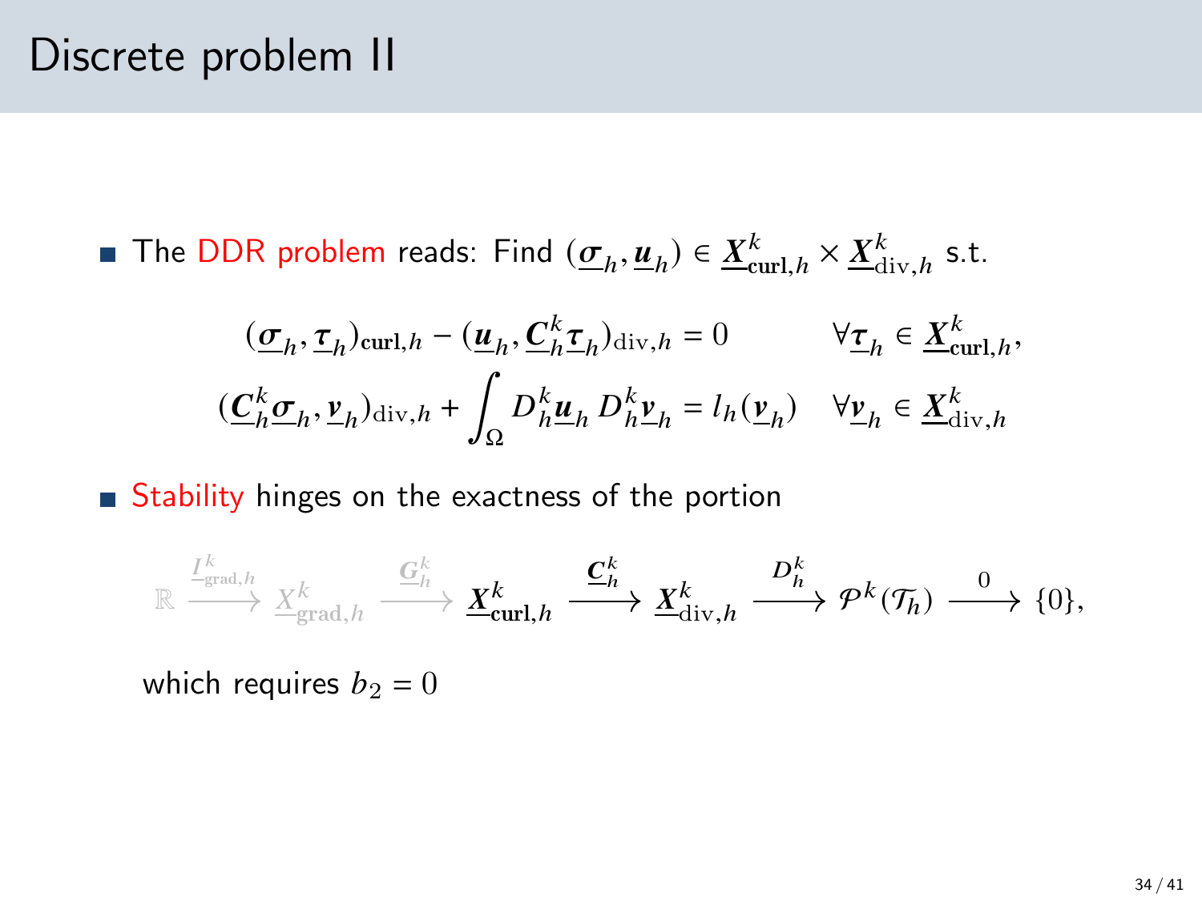# Discrete problem II

- The DDR problem reads: Find $(\underline{\boldsymbol{\sigma}}_h, \underline{\boldsymbol{u}}_h) \in \underline{\boldsymbol{X}}^k_{\mathbf{curl},h} \times \underline{\boldsymbol{X}}^k_{\mathrm{div},h}$ s.t.

$$
\begin{aligned}
(\underline{\boldsymbol{\sigma}}_h, \underline{\boldsymbol{\tau}}_h)_{\mathbf{curl},h} - (\underline{\boldsymbol{u}}_h, \underline{\boldsymbol{C}}^k_h \underline{\boldsymbol{\tau}}_h)_{\mathrm{div},h} &= 0 && \forall \underline{\boldsymbol{\tau}}_h \in \underline{\boldsymbol{X}}^k_{\mathbf{curl},h}, \\
(\underline{\boldsymbol{C}}^k_h \underline{\boldsymbol{\sigma}}_h, \underline{\boldsymbol{v}}_h)_{\mathrm{div},h} + \int_\Omega D^k_h \underline{\boldsymbol{u}}_h \, D^k_h \underline{\boldsymbol{v}}_h &= l_h(\underline{\boldsymbol{v}}_h) && \forall \underline{\boldsymbol{v}}_h \in \underline{\boldsymbol{X}}^k_{\mathrm{div},h}
\end{aligned}
$$

- Stability hinges on the exactness of the portion

$$
\mathbb{R} \xrightarrow{\underline{I}^k_{\mathrm{grad},h}} \underline{X}^k_{\mathrm{grad},h} \xrightarrow{\underline{\boldsymbol{G}}^k_h} \underline{\boldsymbol{X}}^k_{\mathbf{curl},h} \xrightarrow{\underline{\boldsymbol{C}}^k_h} \underline{\boldsymbol{X}}^k_{\mathrm{div},h} \xrightarrow{D^k_h} \mathcal{P}^k(\mathcal{T}_h) \xrightarrow{0} \{0\},
$$

which requires $b_2 = 0$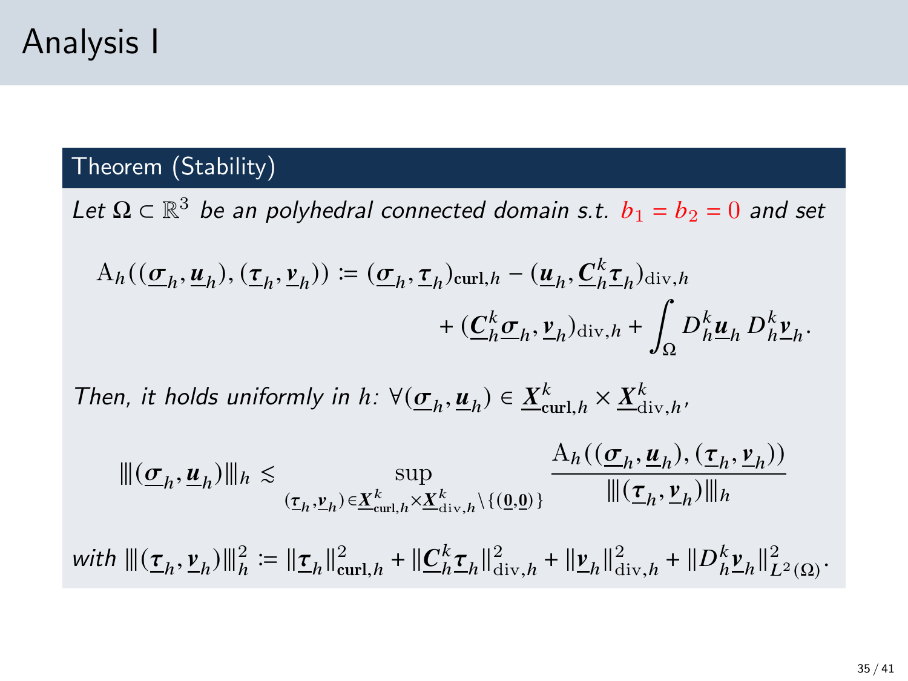# Analysis I

**Theorem (Stability)**

*Let $\Omega \subset \mathbb{R}^3$ be an polyhedral connected domain s.t. $b_1 = b_2 = 0$ and set*

$$
\begin{aligned}
\mathrm{A}_h((\underline{\boldsymbol{\sigma}}_h, \underline{\boldsymbol{u}}_h), (\underline{\boldsymbol{\tau}}_h, \underline{\boldsymbol{v}}_h)) \coloneqq (\underline{\boldsymbol{\sigma}}_h, \underline{\boldsymbol{\tau}}_h)_{\mathbf{curl},h} - (\underline{\boldsymbol{u}}_h, \underline{\boldsymbol{C}}_h^k \underline{\boldsymbol{\tau}}_h)_{\mathrm{div},h} \\
+ (\underline{\boldsymbol{C}}_h^k \underline{\boldsymbol{\sigma}}_h, \underline{\boldsymbol{v}}_h)_{\mathrm{div},h} + \int_\Omega D_h^k \underline{\boldsymbol{u}}_h \, D_h^k \underline{\boldsymbol{v}}_h.
\end{aligned}
$$

*Then, it holds uniformly in $h$: $\forall (\underline{\boldsymbol{\sigma}}_h, \underline{\boldsymbol{u}}_h) \in \underline{\boldsymbol{X}}_{\mathbf{curl},h}^k \times \underline{\boldsymbol{X}}_{\mathrm{div},h}^k$,*

$$
|\!|\!| (\underline{\boldsymbol{\sigma}}_h, \underline{\boldsymbol{u}}_h) |\!|\!|_h \lesssim \sup_{(\underline{\boldsymbol{\tau}}_h, \underline{\boldsymbol{v}}_h) \in \underline{\boldsymbol{X}}_{\mathbf{curl},h}^k \times \underline{\boldsymbol{X}}_{\mathrm{div},h}^k \setminus \{(\underline{\boldsymbol{0}}, \underline{\boldsymbol{0}})\}} \frac{\mathrm{A}_h((\underline{\boldsymbol{\sigma}}_h, \underline{\boldsymbol{u}}_h), (\underline{\boldsymbol{\tau}}_h, \underline{\boldsymbol{v}}_h))}{|\!|\!| (\underline{\boldsymbol{\tau}}_h, \underline{\boldsymbol{v}}_h) |\!|\!|_h}
$$

*with* $|\!|\!| (\underline{\boldsymbol{\tau}}_h, \underline{\boldsymbol{v}}_h) |\!|\!|_h^2 \coloneqq \| \underline{\boldsymbol{\tau}}_h \|_{\mathbf{curl},h}^2 + \| \underline{\boldsymbol{C}}_h^k \underline{\boldsymbol{\tau}}_h \|_{\mathrm{div},h}^2 + \| \underline{\boldsymbol{v}}_h \|_{\mathrm{div},h}^2 + \| D_h^k \underline{\boldsymbol{v}}_h \|_{L^2(\Omega)}^2$.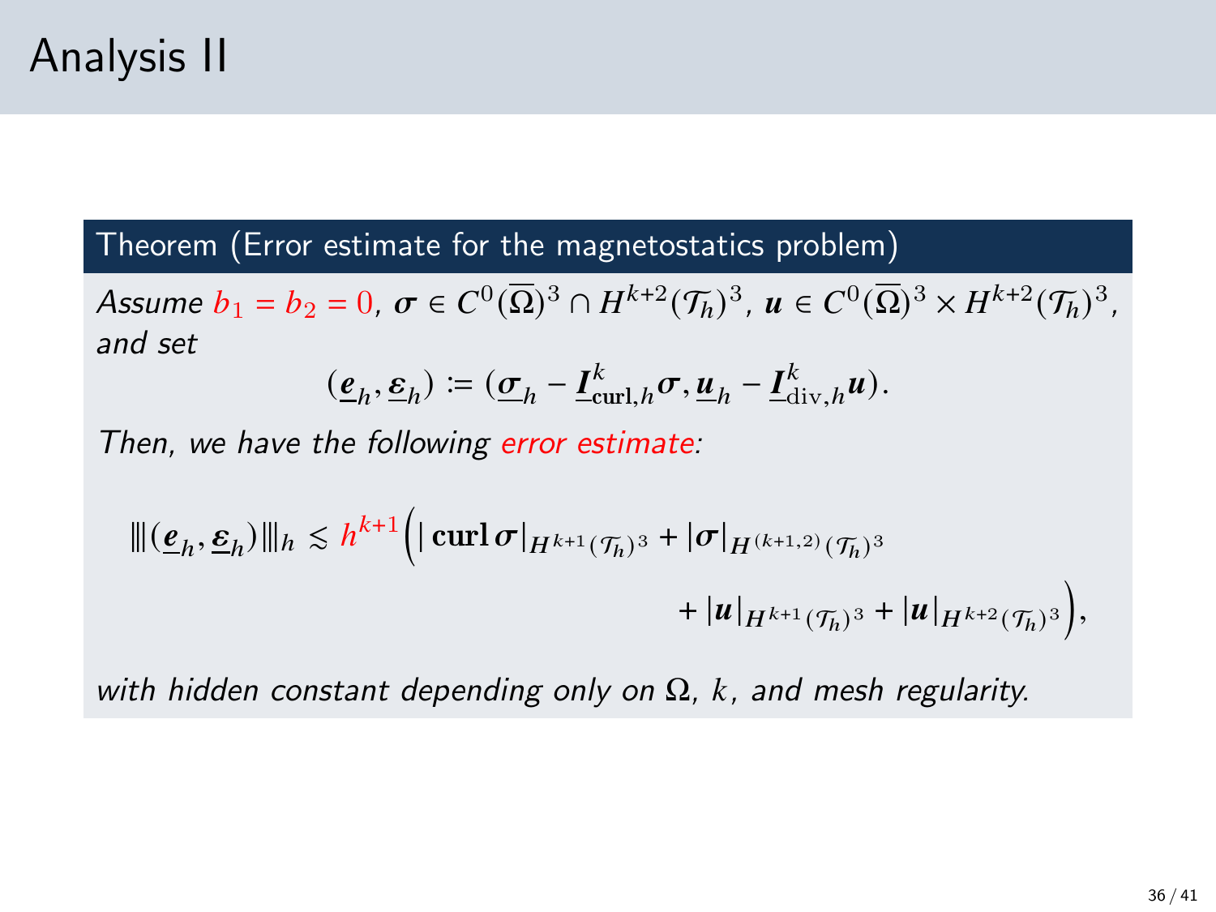# Analysis II

**Theorem (Error estimate for the magnetostatics problem)**

*Assume* $b_1 = b_2 = 0$, $\boldsymbol{\sigma} \in C^0(\overline{\Omega})^3 \cap H^{k+2}(\mathcal{T}_h)^3$, $\boldsymbol{u} \in C^0(\overline{\Omega})^3 \times H^{k+2}(\mathcal{T}_h)^3$, *and set*

$$(\underline{\boldsymbol{e}}_h, \underline{\boldsymbol{\varepsilon}}_h) \coloneqq (\underline{\boldsymbol{\sigma}}_h - \underline{\boldsymbol{I}}^k_{\mathbf{curl},h}\boldsymbol{\sigma}, \underline{\boldsymbol{u}}_h - \underline{\boldsymbol{I}}^k_{\mathrm{div},h}\boldsymbol{u}).$$

*Then, we have the following error estimate:*

$$\|\!|\!|(\underline{\boldsymbol{e}}_h, \underline{\boldsymbol{\varepsilon}}_h)|\!|\!|_h \lesssim h^{k+1}\Big(|\,\mathbf{curl}\,\boldsymbol{\sigma}|_{H^{k+1}(\mathcal{T}_h)^3} + |\boldsymbol{\sigma}|_{H^{(k+1,2)}(\mathcal{T}_h)^3} + |\boldsymbol{u}|_{H^{k+1}(\mathcal{T}_h)^3} + |\boldsymbol{u}|_{H^{k+2}(\mathcal{T}_h)^3}\Big),$$

*with hidden constant depending only on* $\Omega$, $k$, *and mesh regularity.*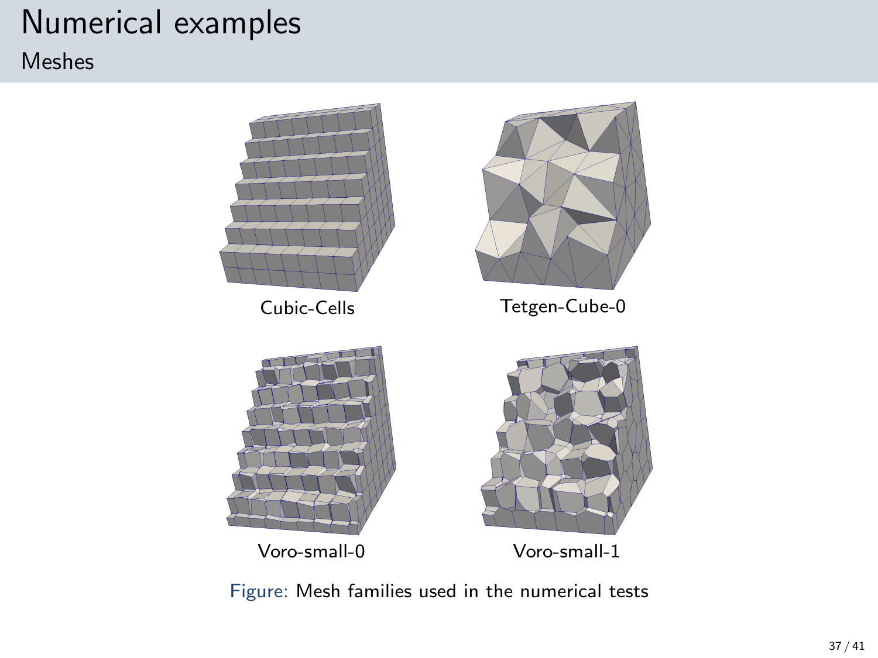# Numerical examples

## Meshes

Cubic-Cells

Tetgen-Cube-0

Voro-small-0

Voro-small-1

Figure: Mesh families used in the numerical tests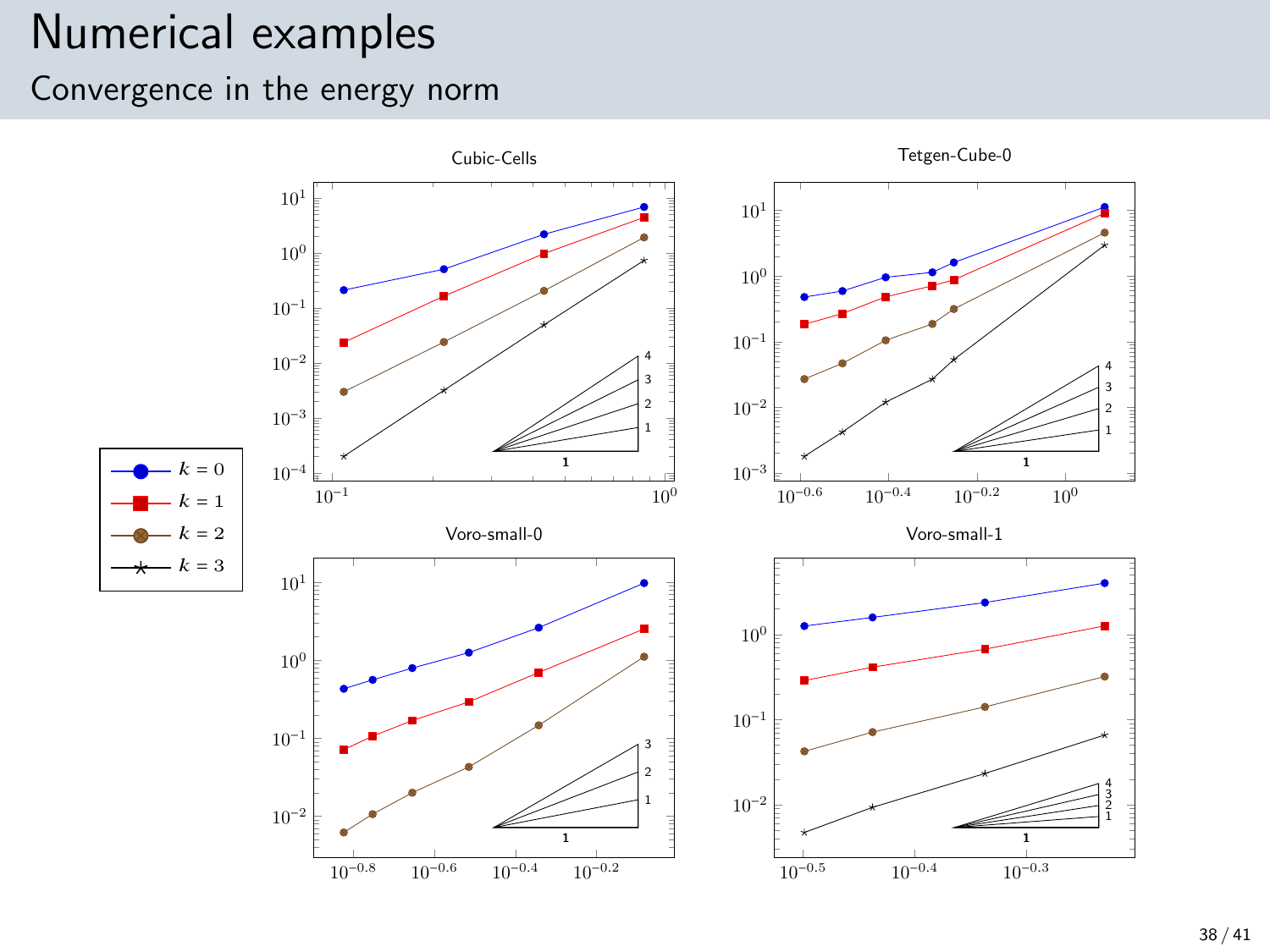# Numerical examples

## Convergence in the energy norm

Cubic-Cells

Tetgen-Cube-0

Voro-small-0

Voro-small-1

- $k = 0$
- $k = 1$
- $k = 2$
- $k = 3$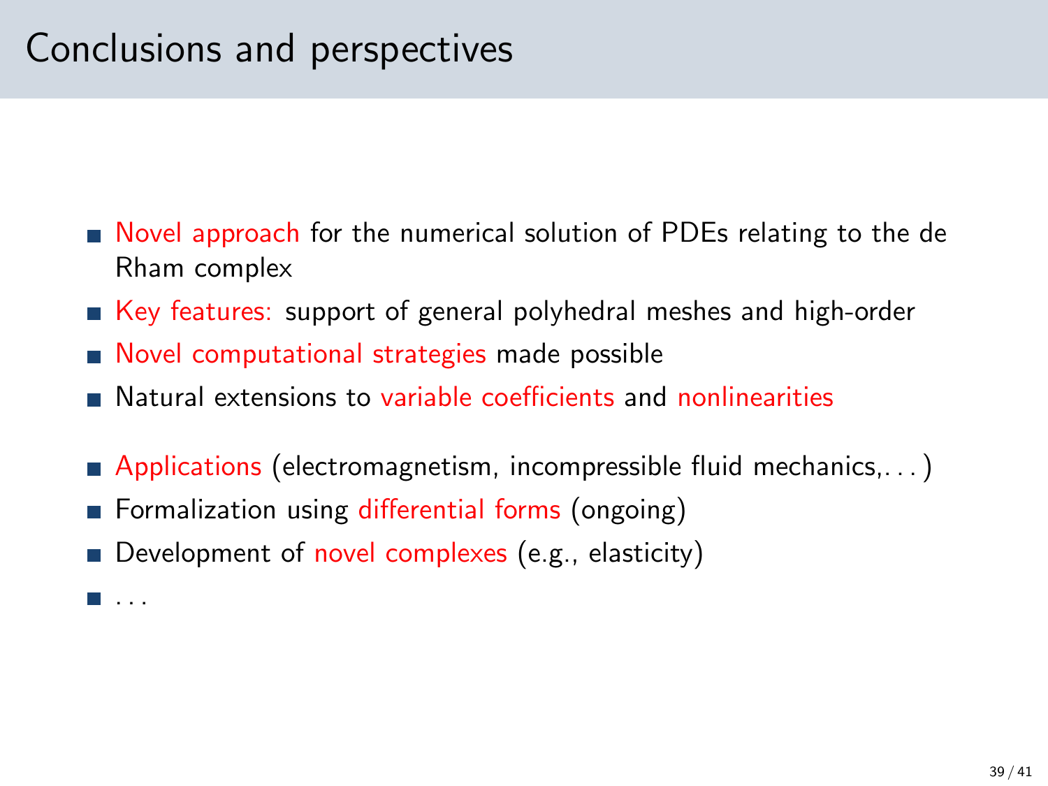# Conclusions and perspectives

- Novel approach for the numerical solution of PDEs relating to the de Rham complex
- Key features: support of general polyhedral meshes and high-order
- Novel computational strategies made possible
- Natural extensions to variable coefficients and nonlinearities

- Applications (electromagnetism, incompressible fluid mechanics,. . . )
- Formalization using differential forms (ongoing)
- Development of novel complexes (e.g., elasticity)
- . . .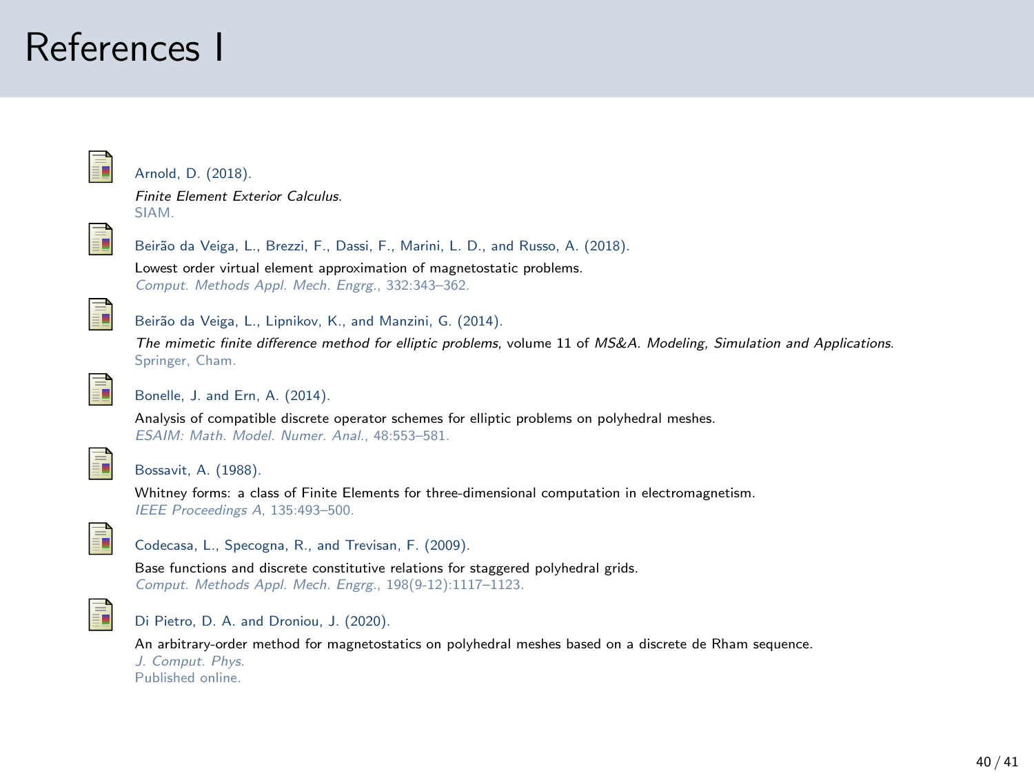# References I

- Arnold, D. (2018).
  *Finite Element Exterior Calculus*.
  SIAM.

- Beirão da Veiga, L., Brezzi, F., Dassi, F., Marini, L. D., and Russo, A. (2018).
  Lowest order virtual element approximation of magnetostatic problems.
  *Comput. Methods Appl. Mech. Engrg.*, 332:343–362.

- Beirão da Veiga, L., Lipnikov, K., and Manzini, G. (2014).
  *The mimetic finite difference method for elliptic problems*, volume 11 of *MS&A. Modeling, Simulation and Applications*.
  Springer, Cham.

- Bonelle, J. and Ern, A. (2014).
  Analysis of compatible discrete operator schemes for elliptic problems on polyhedral meshes.
  *ESAIM: Math. Model. Numer. Anal.*, 48:553–581.

- Bossavit, A. (1988).
  Whitney forms: a class of Finite Elements for three-dimensional computation in electromagnetism.
  *IEEE Proceedings A*, 135:493–500.

- Codecasa, L., Specogna, R., and Trevisan, F. (2009).
  Base functions and discrete constitutive relations for staggered polyhedral grids.
  *Comput. Methods Appl. Mech. Engrg.*, 198(9-12):1117–1123.

- Di Pietro, D. A. and Droniou, J. (2020).
  An arbitrary-order method for magnetostatics on polyhedral meshes based on a discrete de Rham sequence.
  *J. Comput. Phys.*
  Published online.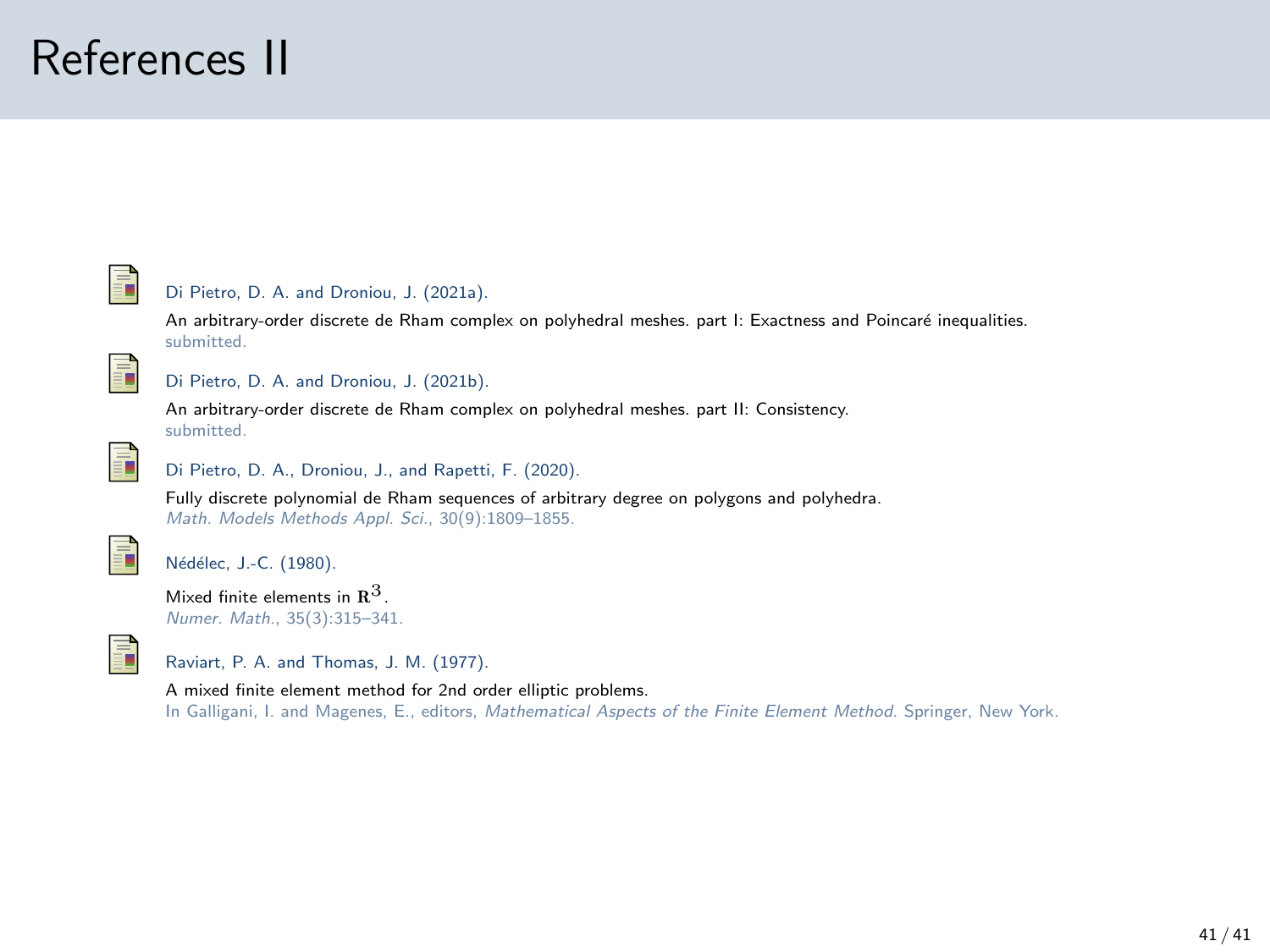# References II

Di Pietro, D. A. and Droniou, J. (2021a).

An arbitrary-order discrete de Rham complex on polyhedral meshes. part I: Exactness and Poincaré inequalities.
submitted.

Di Pietro, D. A. and Droniou, J. (2021b).

An arbitrary-order discrete de Rham complex on polyhedral meshes. part II: Consistency.
submitted.

Di Pietro, D. A., Droniou, J., and Rapetti, F. (2020).

Fully discrete polynomial de Rham sequences of arbitrary degree on polygons and polyhedra.
*Math. Models Methods Appl. Sci.*, 30(9):1809–1855.

Nédélec, J.-C. (1980).

Mixed finite elements in $\mathbf{R}^3$.
*Numer. Math.*, 35(3):315–341.

Raviart, P. A. and Thomas, J. M. (1977).

A mixed finite element method for 2nd order elliptic problems.
In Galligani, I. and Magenes, E., editors, *Mathematical Aspects of the Finite Element Method*. Springer, New York.